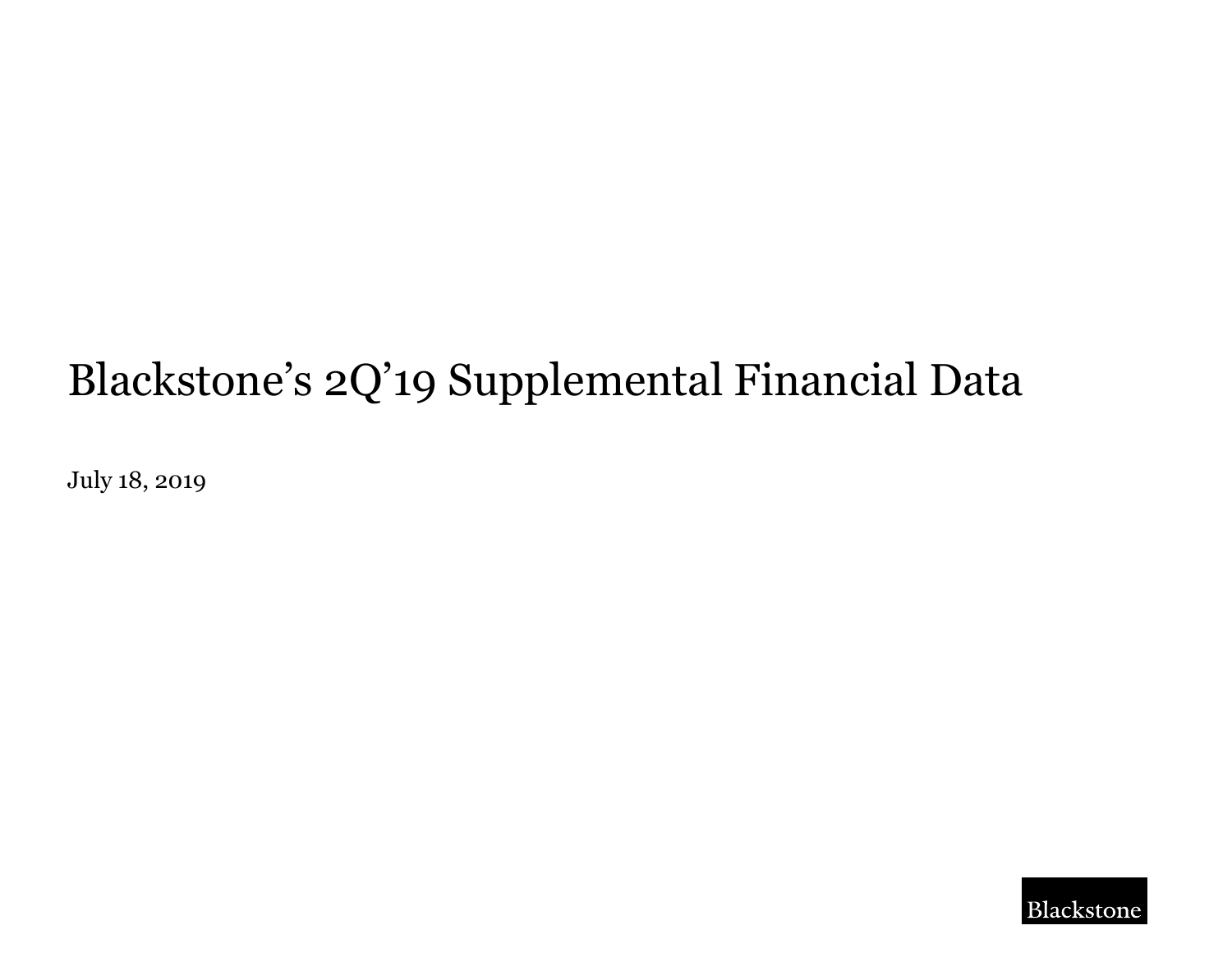# Blackstone's 2Q'19 Supplemental Financial Data

July 18, 2019

Blackstone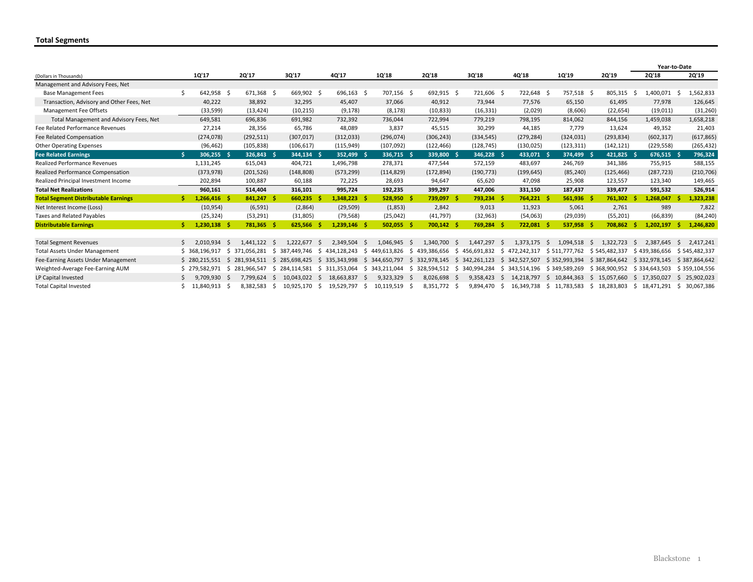## Total Segments

| (Dollars in Thousands) | 1Q'17 | 2Q'17 | 3Q'17 | 4Q'17 | 1Q'18 | 2Q'18 | 3Q'18 | 4Q'18 | 1Q'19 | 2Q'19 | Year-to-Date 2Q'18 | Year-to-Date 2Q'19 |
|---|---|---|---|---|---|---|---|---|---|---|---|---|
| Management and Advisory Fees, Net | | | | | | | | | | | | |
| Base Management Fees | $ 642,958 | $ 671,368 | $ 669,902 | $ 696,163 | $ 707,156 | $ 692,915 | $ 721,606 | $ 722,648 | $ 757,518 | $ 805,315 | $ 1,400,071 | $ 1,562,833 |
| Transaction, Advisory and Other Fees, Net | 40,222 | 38,892 | 32,295 | 45,407 | 37,066 | 40,912 | 73,944 | 77,576 | 65,150 | 61,495 | 77,978 | 126,645 |
| Management Fee Offsets | (33,599) | (13,424) | (10,215) | (9,178) | (8,178) | (10,833) | (16,331) | (2,029) | (8,606) | (22,654) | (19,011) | (31,260) |
| Total Management and Advisory Fees, Net | 649,581 | 696,836 | 691,982 | 732,392 | 736,044 | 722,994 | 779,219 | 798,195 | 814,062 | 844,156 | 1,459,038 | 1,658,218 |
| Fee Related Performance Revenues | 27,214 | 28,356 | 65,786 | 48,089 | 3,837 | 45,515 | 30,299 | 44,185 | 7,779 | 13,624 | 49,352 | 21,403 |
| Fee Related Compensation | (274,078) | (292,511) | (307,017) | (312,033) | (296,074) | (306,243) | (334,545) | (279,284) | (324,031) | (293,834) | (602,317) | (617,865) |
| Other Operating Expenses | (96,462) | (105,838) | (106,617) | (115,949) | (107,092) | (122,466) | (128,745) | (130,025) | (123,311) | (142,121) | (229,558) | (265,432) |
| **Fee Related Earnings** | **$ 306,255** | **$ 326,843** | **$ 344,134** | **$ 352,499** | **$ 336,715** | **$ 339,800** | **$ 346,228** | **$ 433,071** | **$ 374,499** | **$ 421,825** | **$ 676,515** | **$ 796,324** |
| Realized Performance Revenues | 1,131,245 | 615,043 | 404,721 | 1,496,798 | 278,371 | 477,544 | 572,159 | 483,697 | 246,769 | 341,386 | 755,915 | 588,155 |
| Realized Performance Compensation | (373,978) | (201,526) | (148,808) | (573,299) | (114,829) | (172,894) | (190,773) | (199,645) | (85,240) | (125,466) | (287,723) | (210,706) |
| Realized Principal Investment Income | 202,894 | 100,887 | 60,188 | 72,225 | 28,693 | 94,647 | 65,620 | 47,098 | 25,908 | 123,557 | 123,340 | 149,465 |
| **Total Net Realizations** | **960,161** | **514,404** | **316,101** | **995,724** | **192,235** | **399,297** | **447,006** | **331,150** | **187,437** | **339,477** | **591,532** | **526,914** |
| **Total Segment Distributable Earnings** | **$ 1,266,416** | **$ 841,247** | **$ 660,235** | **$ 1,348,223** | **$ 528,950** | **$ 739,097** | **$ 793,234** | **$ 764,221** | **$ 561,936** | **$ 761,302** | **$ 1,268,047** | **$ 1,323,238** |
| Net Interest Income (Loss) | (10,954) | (6,591) | (2,864) | (29,509) | (1,853) | 2,842 | 9,013 | 11,923 | 5,061 | 2,761 | 989 | 7,822 |
| Taxes and Related Payables | (25,324) | (53,291) | (31,805) | (79,568) | (25,042) | (41,797) | (32,963) | (54,063) | (29,039) | (55,201) | (66,839) | (84,240) |
| **Distributable Earnings** | **$ 1,230,138** | **$ 781,365** | **$ 625,566** | **$ 1,239,146** | **$ 502,055** | **$ 700,142** | **$ 769,284** | **$ 722,081** | **$ 537,958** | **$ 708,862** | **$ 1,202,197** | **$ 1,246,820** |
| | | | | | | | | | | | | |
| Total Segment Revenues | $ 2,010,934 | $ 1,441,122 | $ 1,222,677 | $ 2,349,504 | $ 1,046,945 | $ 1,340,700 | $ 1,447,297 | $ 1,373,175 | $ 1,094,518 | $ 1,322,723 | $ 2,387,645 | $ 2,417,241 |
| Total Assets Under Management | $ 368,196,917 | $ 371,056,281 | $ 387,449,746 | $ 434,128,243 | $ 449,613,826 | $ 439,386,656 | $ 456,691,832 | $ 472,242,317 | $ 511,777,762 | $ 545,482,337 | $ 439,386,656 | $ 545,482,337 |
| Fee-Earning Assets Under Management | $ 280,215,551 | $ 281,934,511 | $ 285,698,425 | $ 335,343,998 | $ 344,650,797 | $ 332,978,145 | $ 342,261,123 | $ 342,527,507 | $ 352,993,394 | $ 387,864,642 | $ 332,978,145 | $ 387,864,642 |
| Weighted-Average Fee-Earning AUM | $ 279,582,971 | $ 281,966,547 | $ 284,114,581 | $ 311,353,064 | $ 343,211,044 | $ 328,594,512 | $ 340,994,284 | $ 343,514,196 | $ 349,589,269 | $ 368,900,952 | $ 334,643,503 | $ 359,104,556 |
| LP Capital Invested | $ 9,709,930 | $ 7,799,624 | $ 10,043,022 | $ 18,663,837 | $ 9,323,329 | $ 8,026,698 | $ 9,358,423 | $ 14,218,797 | $ 10,844,363 | $ 15,057,660 | $ 17,350,027 | $ 25,902,023 |
| Total Capital Invested | $ 11,840,913 | $ 8,382,583 | $ 10,925,170 | $ 19,529,797 | $ 10,119,519 | $ 8,351,772 | $ 9,894,470 | $ 16,349,738 | $ 11,783,583 | $ 18,283,803 | $ 18,471,291 | $ 30,067,386 |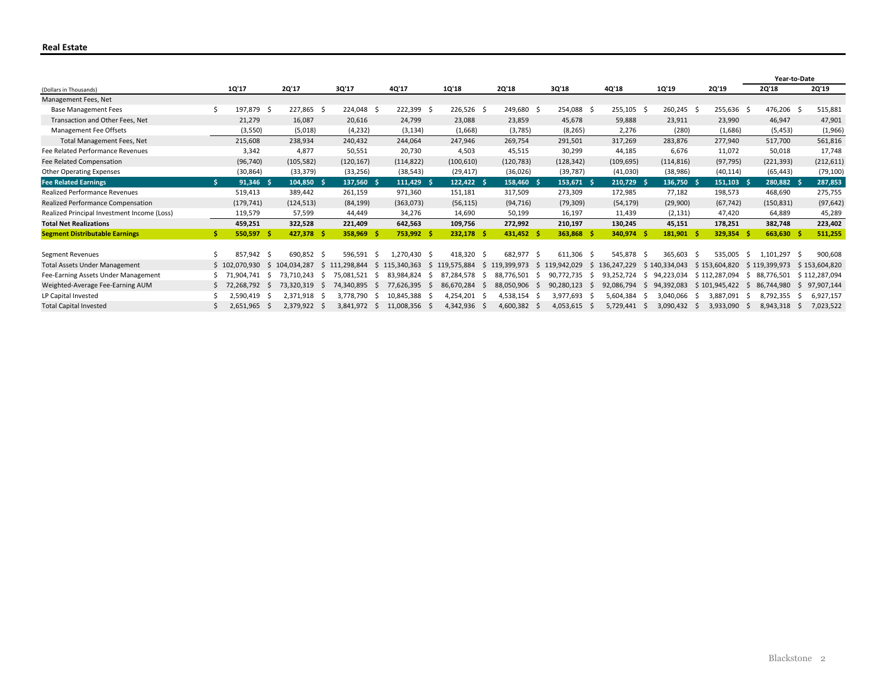## Real Estate

| (Dollars in Thousands) | 1Q'17 | 2Q'17 | 3Q'17 | 4Q'17 | 1Q'18 | 2Q'18 | 3Q'18 | 4Q'18 | 1Q'19 | 2Q'19 | Year-to-Date 2Q'18 | Year-to-Date 2Q'19 |
|---|---|---|---|---|---|---|---|---|---|---|---|---|
| Management Fees, Net | | | | | | | | | | | | |
| Base Management Fees | $ 197,879 | $ 227,865 | $ 224,048 | $ 222,399 | $ 226,526 | $ 249,680 | $ 254,088 | $ 255,105 | $ 260,245 | $ 255,636 | $ 476,206 | $ 515,881 |
| Transaction and Other Fees, Net | 21,279 | 16,087 | 20,616 | 24,799 | 23,088 | 23,859 | 45,678 | 59,888 | 23,911 | 23,990 | 46,947 | 47,901 |
| Management Fee Offsets | (3,550) | (5,018) | (4,232) | (3,134) | (1,668) | (3,785) | (8,265) | 2,276 | (280) | (1,686) | (5,453) | (1,966) |
| Total Management Fees, Net | 215,608 | 238,934 | 240,432 | 244,064 | 247,946 | 269,754 | 291,501 | 317,269 | 283,876 | 277,940 | 517,700 | 561,816 |
| Fee Related Performance Revenues | 3,342 | 4,877 | 50,551 | 20,730 | 4,503 | 45,515 | 30,299 | 44,185 | 6,676 | 11,072 | 50,018 | 17,748 |
| Fee Related Compensation | (96,740) | (105,582) | (120,167) | (114,822) | (100,610) | (120,783) | (128,342) | (109,695) | (114,816) | (97,795) | (221,393) | (212,611) |
| Other Operating Expenses | (30,864) | (33,379) | (33,256) | (38,543) | (29,417) | (36,026) | (39,787) | (41,030) | (38,986) | (40,114) | (65,443) | (79,100) |
| **Fee Related Earnings** | **$ 91,346** | **$ 104,850** | **$ 137,560** | **$ 111,429** | **$ 122,422** | **$ 158,460** | **$ 153,671** | **$ 210,729** | **$ 136,750** | **$ 151,103** | **$ 280,882** | **$ 287,853** |
| Realized Performance Revenues | 519,413 | 389,442 | 261,159 | 971,360 | 151,181 | 317,509 | 273,309 | 172,985 | 77,182 | 198,573 | 468,690 | 275,755 |
| Realized Performance Compensation | (179,741) | (124,513) | (84,199) | (363,073) | (56,115) | (94,716) | (79,309) | (54,179) | (29,900) | (67,742) | (150,831) | (97,642) |
| Realized Principal Investment Income (Loss) | 119,579 | 57,599 | 44,449 | 34,276 | 14,690 | 50,199 | 16,197 | 11,439 | (2,131) | 47,420 | 64,889 | 45,289 |
| **Total Net Realizations** | **459,251** | **322,528** | **221,409** | **642,563** | **109,756** | **272,992** | **210,197** | **130,245** | **45,151** | **178,251** | **382,748** | **223,402** |
| **Segment Distributable Earnings** | **$ 550,597** | **$ 427,378** | **$ 358,969** | **$ 753,992** | **$ 232,178** | **$ 431,452** | **$ 363,868** | **$ 340,974** | **$ 181,901** | **$ 329,354** | **$ 663,630** | **$ 511,255** |
| | | | | | | | | | | | | |
| Segment Revenues | $ 857,942 | $ 690,852 | $ 596,591 | $ 1,270,430 | $ 418,320 | $ 682,977 | $ 611,306 | $ 545,878 | $ 365,603 | $ 535,005 | $ 1,101,297 | $ 900,608 |
| Total Assets Under Management | $ 102,070,930 | $ 104,034,287 | $ 111,298,844 | $ 115,340,363 | $ 119,575,884 | $ 119,399,973 | $ 119,942,029 | $ 136,247,229 | $ 140,334,043 | $ 153,604,820 | $ 119,399,973 | $ 153,604,820 |
| Fee-Earning Assets Under Management | $ 71,904,741 | $ 73,710,243 | $ 75,081,521 | $ 83,984,824 | $ 87,284,578 | $ 88,776,501 | $ 90,772,735 | $ 93,252,724 | $ 94,223,034 | $ 112,287,094 | $ 88,776,501 | $ 112,287,094 |
| Weighted-Average Fee-Earning AUM | $ 72,268,792 | $ 73,320,319 | $ 74,340,895 | $ 77,626,395 | $ 86,670,284 | $ 88,050,906 | $ 90,280,123 | $ 92,086,794 | $ 94,392,083 | $ 101,945,422 | $ 86,744,980 | $ 97,907,144 |
| LP Capital Invested | $ 2,590,419 | $ 2,371,918 | $ 3,778,790 | $ 10,845,388 | $ 4,254,201 | $ 4,538,154 | $ 3,977,693 | $ 5,604,384 | $ 3,040,066 | $ 3,887,091 | $ 8,792,355 | $ 6,927,157 |
| Total Capital Invested | $ 2,651,965 | $ 2,379,922 | $ 3,841,972 | $ 11,008,356 | $ 4,342,936 | $ 4,600,382 | $ 4,053,615 | $ 5,729,441 | $ 3,090,432 | $ 3,933,090 | $ 8,943,318 | $ 7,023,522 |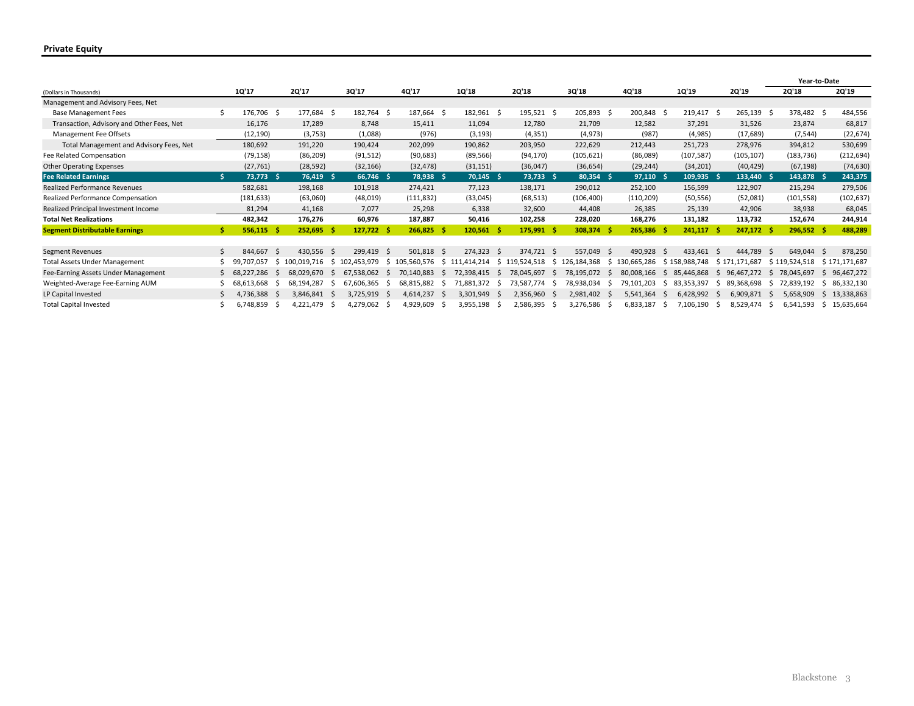## Private Equity

| (Dollars in Thousands) | 1Q'17 | 2Q'17 | 3Q'17 | 4Q'17 | 1Q'18 | 2Q'18 | 3Q'18 | 4Q'18 | 1Q'19 | 2Q'19 | Year-to-Date 2Q'18 | Year-to-Date 2Q'19 |
|---|---|---|---|---|---|---|---|---|---|---|---|---|
| Management and Advisory Fees, Net | | | | | | | | | | | | |
| Base Management Fees | $ 176,706 | $ 177,684 | $ 182,764 | $ 187,664 | $ 182,961 | $ 195,521 | $ 205,893 | $ 200,848 | $ 219,417 | $ 265,139 | $ 378,482 | $ 484,556 |
| Transaction, Advisory and Other Fees, Net | 16,176 | 17,289 | 8,748 | 15,411 | 11,094 | 12,780 | 21,709 | 12,582 | 37,291 | 31,526 | 23,874 | 68,817 |
| Management Fee Offsets | (12,190) | (3,753) | (1,088) | (976) | (3,193) | (4,351) | (4,973) | (987) | (4,985) | (17,689) | (7,544) | (22,674) |
| Total Management and Advisory Fees, Net | 180,692 | 191,220 | 190,424 | 202,099 | 190,862 | 203,950 | 222,629 | 212,443 | 251,723 | 278,976 | 394,812 | 530,699 |
| Fee Related Compensation | (79,158) | (86,209) | (91,512) | (90,683) | (89,566) | (94,170) | (105,621) | (86,089) | (107,587) | (105,107) | (183,736) | (212,694) |
| Other Operating Expenses | (27,761) | (28,592) | (32,166) | (32,478) | (31,151) | (36,047) | (36,654) | (29,244) | (34,201) | (40,429) | (67,198) | (74,630) |
| **Fee Related Earnings** | **$ 73,773** | **$ 76,419** | **$ 66,746** | **$ 78,938** | **$ 70,145** | **$ 73,733** | **$ 80,354** | **$ 97,110** | **$ 109,935** | **$ 133,440** | **$ 143,878** | **$ 243,375** |
| Realized Performance Revenues | 582,681 | 198,168 | 101,918 | 274,421 | 77,123 | 138,171 | 290,012 | 252,100 | 156,599 | 122,907 | 215,294 | 279,506 |
| Realized Performance Compensation | (181,633) | (63,060) | (48,019) | (111,832) | (33,045) | (68,513) | (106,400) | (110,209) | (50,556) | (52,081) | (101,558) | (102,637) |
| Realized Principal Investment Income | 81,294 | 41,168 | 7,077 | 25,298 | 6,338 | 32,600 | 44,408 | 26,385 | 25,139 | 42,906 | 38,938 | 68,045 |
| **Total Net Realizations** | **482,342** | **176,276** | **60,976** | **187,887** | **50,416** | **102,258** | **228,020** | **168,276** | **131,182** | **113,732** | **152,674** | **244,914** |
| **Segment Distributable Earnings** | **$ 556,115** | **$ 252,695** | **$ 127,722** | **$ 266,825** | **$ 120,561** | **$ 175,991** | **$ 308,374** | **$ 265,386** | **$ 241,117** | **$ 247,172** | **$ 296,552** | **$ 488,289** |
| | | | | | | | | | | | | |
| Segment Revenues | $ 844,667 | $ 430,556 | $ 299,419 | $ 501,818 | $ 274,323 | $ 374,721 | $ 557,049 | $ 490,928 | $ 433,461 | $ 444,789 | $ 649,044 | $ 878,250 |
| Total Assets Under Management | $ 99,707,057 | $ 100,019,716 | $ 102,453,979 | $ 105,560,576 | $ 111,414,214 | $ 119,524,518 | $ 126,184,368 | $ 130,665,286 | $ 158,988,748 | $ 171,171,687 | $ 119,524,518 | $ 171,171,687 |
| Fee-Earning Assets Under Management | $ 68,227,286 | $ 68,029,670 | $ 67,538,062 | $ 70,140,883 | $ 72,398,415 | $ 78,045,697 | $ 78,195,072 | $ 80,008,166 | $ 85,446,868 | $ 96,467,272 | $ 78,045,697 | $ 96,467,272 |
| Weighted-Average Fee-Earning AUM | $ 68,613,668 | $ 68,194,287 | $ 67,606,365 | $ 68,815,882 | $ 71,881,372 | $ 73,587,774 | $ 78,938,034 | $ 79,101,203 | $ 83,353,397 | $ 89,368,698 | $ 72,839,192 | $ 86,332,130 |
| LP Capital Invested | $ 4,736,388 | $ 3,846,841 | $ 3,725,919 | $ 4,614,237 | $ 3,301,949 | $ 2,356,960 | $ 2,981,402 | $ 5,541,364 | $ 6,428,992 | $ 6,909,871 | $ 5,658,909 | $ 13,338,863 |
| Total Capital Invested | $ 6,748,859 | $ 4,221,479 | $ 4,279,062 | $ 4,929,609 | $ 3,955,198 | $ 2,586,395 | $ 3,276,586 | $ 6,833,187 | $ 7,106,190 | $ 8,529,474 | $ 6,541,593 | $ 15,635,664 |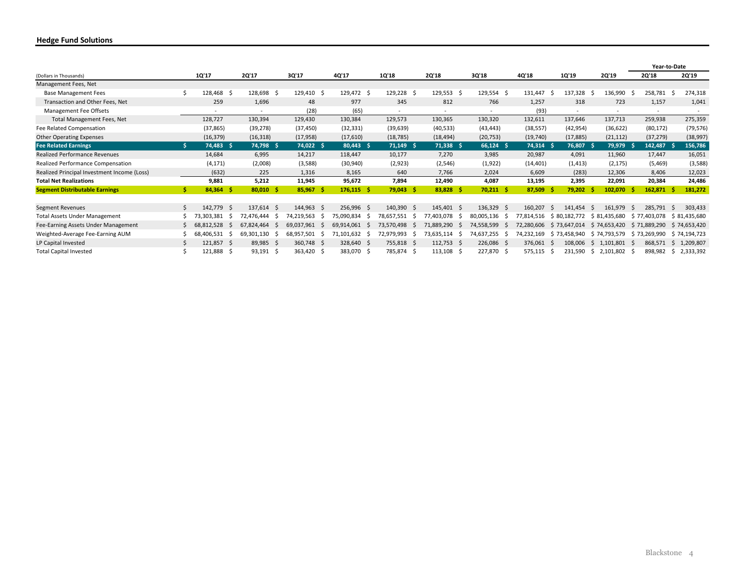## Hedge Fund Solutions

| (Dollars in Thousands) | 1Q'17 | 2Q'17 | 3Q'17 | 4Q'17 | 1Q'18 | 2Q'18 | 3Q'18 | 4Q'18 | 1Q'19 | 2Q'19 | Year-to-Date 2Q'18 | Year-to-Date 2Q'19 |
|---|---|---|---|---|---|---|---|---|---|---|---|---|
| Management Fees, Net | | | | | | | | | | | | |
| Base Management Fees | $ 128,468 | $ 128,698 | $ 129,410 | $ 129,472 | $ 129,228 | $ 129,553 | $ 129,554 | $ 131,447 | $ 137,328 | $ 136,990 | $ 258,781 | $ 274,318 |
| Transaction and Other Fees, Net | 259 | 1,696 | 48 | 977 | 345 | 812 | 766 | 1,257 | 318 | 723 | 1,157 | 1,041 |
| Management Fee Offsets | - | - | (28) | (65) | - | - | - | (93) | - | - | - | - |
| Total Management Fees, Net | 128,727 | 130,394 | 129,430 | 130,384 | 129,573 | 130,365 | 130,320 | 132,611 | 137,646 | 137,713 | 259,938 | 275,359 |
| Fee Related Compensation | (37,865) | (39,278) | (37,450) | (32,331) | (39,639) | (40,533) | (43,443) | (38,557) | (42,954) | (36,622) | (80,172) | (79,576) |
| Other Operating Expenses | (16,379) | (16,318) | (17,958) | (17,610) | (18,785) | (18,494) | (20,753) | (19,740) | (17,885) | (21,112) | (37,279) | (38,997) |
| **Fee Related Earnings** | **$ 74,483** | **$ 74,798** | **$ 74,022** | **$ 80,443** | **$ 71,149** | **$ 71,338** | **$ 66,124** | **$ 74,314** | **$ 76,807** | **$ 79,979** | **$ 142,487** | **$ 156,786** |
| Realized Performance Revenues | 14,684 | 6,995 | 14,217 | 118,447 | 10,177 | 7,270 | 3,985 | 20,987 | 4,091 | 11,960 | 17,447 | 16,051 |
| Realized Performance Compensation | (4,171) | (2,008) | (3,588) | (30,940) | (2,923) | (2,546) | (1,922) | (14,401) | (1,413) | (2,175) | (5,469) | (3,588) |
| Realized Principal Investment Income (Loss) | (632) | 225 | 1,316 | 8,165 | 640 | 7,766 | 2,024 | 6,609 | (283) | 12,306 | 8,406 | 12,023 |
| **Total Net Realizations** | **9,881** | **5,212** | **11,945** | **95,672** | **7,894** | **12,490** | **4,087** | **13,195** | **2,395** | **22,091** | **20,384** | **24,486** |
| **Segment Distributable Earnings** | **$ 84,364** | **$ 80,010** | **$ 85,967** | **$ 176,115** | **$ 79,043** | **$ 83,828** | **$ 70,211** | **$ 87,509** | **$ 79,202** | **$ 102,070** | **$ 162,871** | **$ 181,272** |
| | | | | | | | | | | | | |
| Segment Revenues | $ 142,779 | $ 137,614 | $ 144,963 | $ 256,996 | $ 140,390 | $ 145,401 | $ 136,329 | $ 160,207 | $ 141,454 | $ 161,979 | $ 285,791 | $ 303,433 |
| Total Assets Under Management | $ 73,303,381 | $ 72,476,444 | $ 74,219,563 | $ 75,090,834 | $ 78,657,551 | $ 77,403,078 | $ 80,005,136 | $ 77,814,516 | $ 80,182,772 | $ 81,435,680 | $ 77,403,078 | $ 81,435,680 |
| Fee-Earning Assets Under Management | $ 68,812,528 | $ 67,824,464 | $ 69,037,961 | $ 69,914,061 | $ 73,570,498 | $ 71,889,290 | $ 74,558,599 | $ 72,280,606 | $ 73,647,014 | $ 74,653,420 | $ 71,889,290 | $ 74,653,420 |
| Weighted-Average Fee-Earning AUM | $ 68,406,531 | $ 69,301,130 | $ 68,957,501 | $ 71,101,632 | $ 72,979,993 | $ 73,635,114 | $ 74,637,255 | $ 74,232,169 | $ 73,458,940 | $ 74,793,579 | $ 73,269,990 | $ 74,194,723 |
| LP Capital Invested | $ 121,857 | $ 89,985 | $ 360,748 | $ 328,640 | $ 755,818 | $ 112,753 | $ 226,086 | $ 376,061 | $ 108,006 | $ 1,101,801 | $ 868,571 | $ 1,209,807 |
| Total Capital Invested | $ 121,888 | $ 93,191 | $ 363,420 | $ 383,070 | $ 785,874 | $ 113,108 | $ 227,870 | $ 575,115 | $ 231,590 | $ 2,101,802 | $ 898,982 | $ 2,333,392 |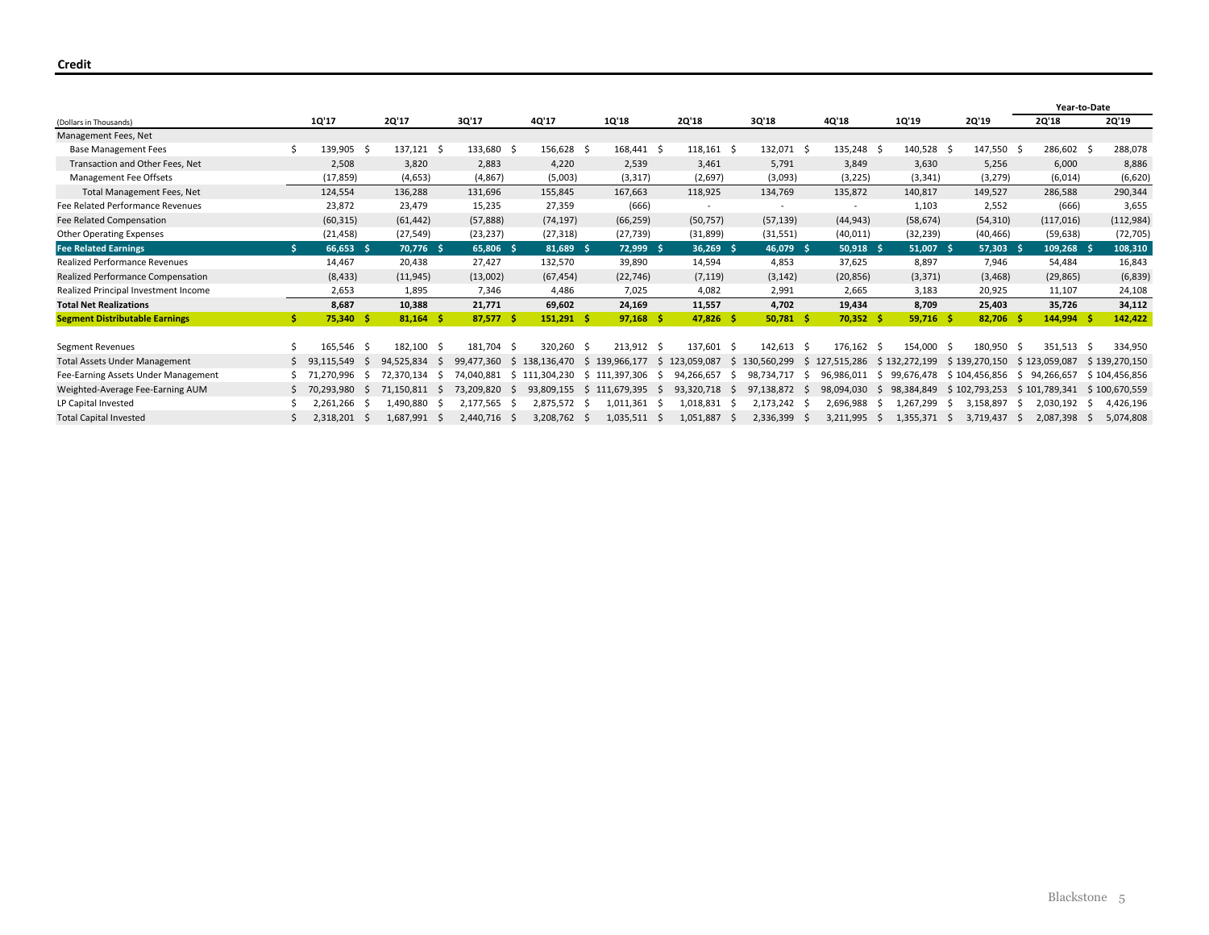## Credit

| (Dollars in Thousands) | 1Q'17 | 2Q'17 | 3Q'17 | 4Q'17 | 1Q'18 | 2Q'18 | 3Q'18 | 4Q'18 | 1Q'19 | 2Q'19 | Year-to-Date 2Q'18 | Year-to-Date 2Q'19 |
|---|---|---|---|---|---|---|---|---|---|---|---|---|
| Management Fees, Net | | | | | | | | | | | | |
| Base Management Fees | $ 139,905 | $ 137,121 | $ 133,680 | $ 156,628 | $ 168,441 | $ 118,161 | $ 132,071 | $ 135,248 | $ 140,528 | $ 147,550 | $ 286,602 | $ 288,078 |
| Transaction and Other Fees, Net | 2,508 | 3,820 | 2,883 | 4,220 | 2,539 | 3,461 | 5,791 | 3,849 | 3,630 | 5,256 | 6,000 | 8,886 |
| Management Fee Offsets | (17,859) | (4,653) | (4,867) | (5,003) | (3,317) | (2,697) | (3,093) | (3,225) | (3,341) | (3,279) | (6,014) | (6,620) |
| Total Management Fees, Net | 124,554 | 136,288 | 131,696 | 155,845 | 167,663 | 118,925 | 134,769 | 135,872 | 140,817 | 149,527 | 286,588 | 290,344 |
| Fee Related Performance Revenues | 23,872 | 23,479 | 15,235 | 27,359 | (666) | - | - | - | 1,103 | 2,552 | (666) | 3,655 |
| Fee Related Compensation | (60,315) | (61,442) | (57,888) | (74,197) | (66,259) | (50,757) | (57,139) | (44,943) | (58,674) | (54,310) | (117,016) | (112,984) |
| Other Operating Expenses | (21,458) | (27,549) | (23,237) | (27,318) | (27,739) | (31,899) | (31,551) | (40,011) | (32,239) | (40,466) | (59,638) | (72,705) |
| **Fee Related Earnings** | **$ 66,653** | **$ 70,776** | **$ 65,806** | **$ 81,689** | **$ 72,999** | **$ 36,269** | **$ 46,079** | **$ 50,918** | **$ 51,007** | **$ 57,303** | **$ 109,268** | **$ 108,310** |
| Realized Performance Revenues | 14,467 | 20,438 | 27,427 | 132,570 | 39,890 | 14,594 | 4,853 | 37,625 | 8,897 | 7,946 | 54,484 | 16,843 |
| Realized Performance Compensation | (8,433) | (11,945) | (13,002) | (67,454) | (22,746) | (7,119) | (3,142) | (20,856) | (3,371) | (3,468) | (29,865) | (6,839) |
| Realized Principal Investment Income | 2,653 | 1,895 | 7,346 | 4,486 | 7,025 | 4,082 | 2,991 | 2,665 | 3,183 | 20,925 | 11,107 | 24,108 |
| **Total Net Realizations** | **8,687** | **10,388** | **21,771** | **69,602** | **24,169** | **11,557** | **4,702** | **19,434** | **8,709** | **25,403** | **35,726** | **34,112** |
| **Segment Distributable Earnings** | **$ 75,340** | **$ 81,164** | **$ 87,577** | **$ 151,291** | **$ 97,168** | **$ 47,826** | **$ 50,781** | **$ 70,352** | **$ 59,716** | **$ 82,706** | **$ 144,994** | **$ 142,422** |
| | | | | | | | | | | | | |
| Segment Revenues | $ 165,546 | $ 182,100 | $ 181,704 | $ 320,260 | $ 213,912 | $ 137,601 | $ 142,613 | $ 176,162 | $ 154,000 | $ 180,950 | $ 351,513 | $ 334,950 |
| Total Assets Under Management | $ 93,115,549 | $ 94,525,834 | $ 99,477,360 | $ 138,136,470 | $ 139,966,177 | $ 123,059,087 | $ 130,560,299 | $ 127,515,286 | $ 132,272,199 | $ 139,270,150 | $ 123,059,087 | $ 139,270,150 |
| Fee-Earning Assets Under Management | $ 71,270,996 | $ 72,370,134 | $ 74,040,881 | $ 111,304,230 | $ 111,397,306 | $ 94,266,657 | $ 98,734,717 | $ 96,986,011 | $ 99,676,478 | $ 104,456,856 | $ 94,266,657 | $ 104,456,856 |
| Weighted-Average Fee-Earning AUM | $ 70,293,980 | $ 71,150,811 | $ 73,209,820 | $ 93,809,155 | $ 111,679,395 | $ 93,320,718 | $ 97,138,872 | $ 98,094,030 | $ 98,384,849 | $ 102,793,253 | $ 101,789,341 | $ 100,670,559 |
| LP Capital Invested | $ 2,261,266 | $ 1,490,880 | $ 2,177,565 | $ 2,875,572 | $ 1,011,361 | $ 1,018,831 | $ 2,173,242 | $ 2,696,988 | $ 1,267,299 | $ 3,158,897 | $ 2,030,192 | $ 4,426,196 |
| Total Capital Invested | $ 2,318,201 | $ 1,687,991 | $ 2,440,716 | $ 3,208,762 | $ 1,035,511 | $ 1,051,887 | $ 2,336,399 | $ 3,211,995 | $ 1,355,371 | $ 3,719,437 | $ 2,087,398 | $ 5,074,808 |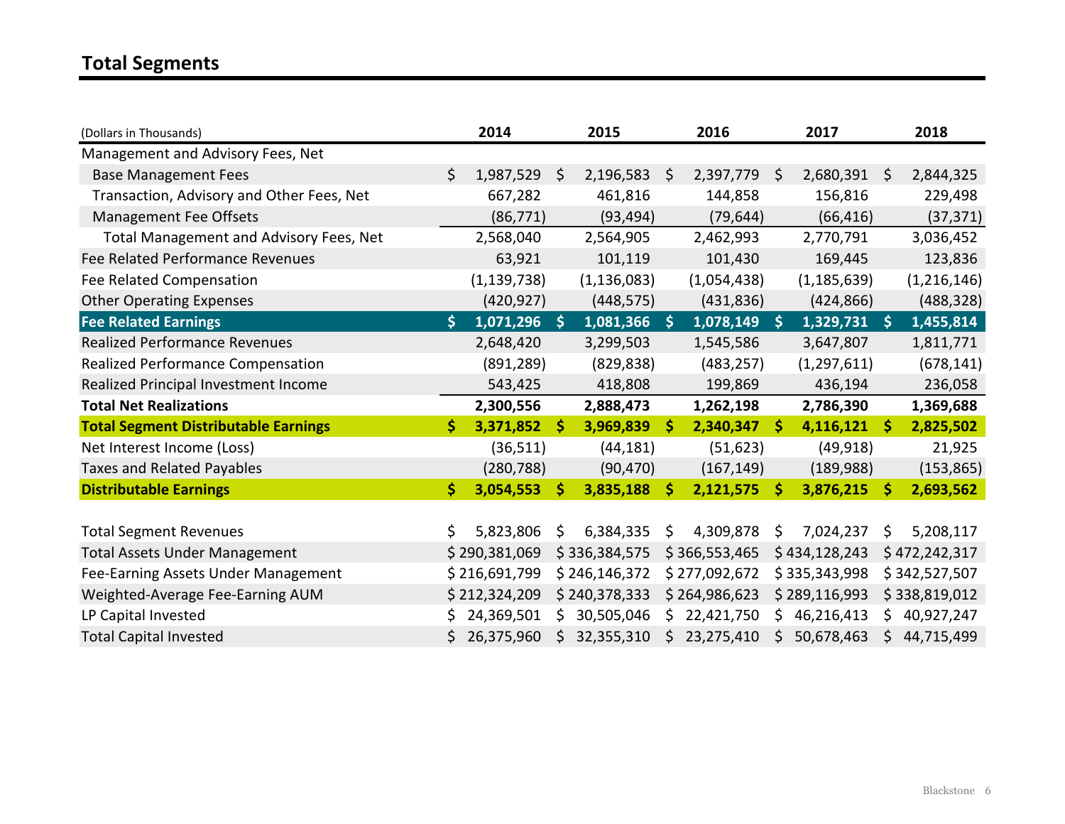## Total Segments

| (Dollars in Thousands) | 2014 | 2015 | 2016 | 2017 | 2018 |
|---|---|---|---|---|---|
| Management and Advisory Fees, Net | | | | | |
| Base Management Fees | $ 1,987,529 | $ 2,196,583 | $ 2,397,779 | $ 2,680,391 | $ 2,844,325 |
| Transaction, Advisory and Other Fees, Net | 667,282 | 461,816 | 144,858 | 156,816 | 229,498 |
| Management Fee Offsets | (86,771) | (93,494) | (79,644) | (66,416) | (37,371) |
| Total Management and Advisory Fees, Net | 2,568,040 | 2,564,905 | 2,462,993 | 2,770,791 | 3,036,452 |
| Fee Related Performance Revenues | 63,921 | 101,119 | 101,430 | 169,445 | 123,836 |
| Fee Related Compensation | (1,139,738) | (1,136,083) | (1,054,438) | (1,185,639) | (1,216,146) |
| Other Operating Expenses | (420,927) | (448,575) | (431,836) | (424,866) | (488,328) |
| **Fee Related Earnings** | **$ 1,071,296** | **$ 1,081,366** | **$ 1,078,149** | **$ 1,329,731** | **$ 1,455,814** |
| Realized Performance Revenues | 2,648,420 | 3,299,503 | 1,545,586 | 3,647,807 | 1,811,771 |
| Realized Performance Compensation | (891,289) | (829,838) | (483,257) | (1,297,611) | (678,141) |
| Realized Principal Investment Income | 543,425 | 418,808 | 199,869 | 436,194 | 236,058 |
| **Total Net Realizations** | **2,300,556** | **2,888,473** | **1,262,198** | **2,786,390** | **1,369,688** |
| **Total Segment Distributable Earnings** | **$ 3,371,852** | **$ 3,969,839** | **$ 2,340,347** | **$ 4,116,121** | **$ 2,825,502** |
| Net Interest Income (Loss) | (36,511) | (44,181) | (51,623) | (49,918) | 21,925 |
| Taxes and Related Payables | (280,788) | (90,470) | (167,149) | (189,988) | (153,865) |
| **Distributable Earnings** | **$ 3,054,553** | **$ 3,835,188** | **$ 2,121,575** | **$ 3,876,215** | **$ 2,693,562** |
| | | | | | |
| Total Segment Revenues | $ 5,823,806 | $ 6,384,335 | $ 4,309,878 | $ 7,024,237 | $ 5,208,117 |
| Total Assets Under Management | $ 290,381,069 | $ 336,384,575 | $ 366,553,465 | $ 434,128,243 | $ 472,242,317 |
| Fee-Earning Assets Under Management | $ 216,691,799 | $ 246,146,372 | $ 277,092,672 | $ 335,343,998 | $ 342,527,507 |
| Weighted-Average Fee-Earning AUM | $ 212,324,209 | $ 240,378,333 | $ 264,986,623 | $ 289,116,993 | $ 338,819,012 |
| LP Capital Invested | $ 24,369,501 | $ 30,505,046 | $ 22,421,750 | $ 46,216,413 | $ 40,927,247 |
| Total Capital Invested | $ 26,375,960 | $ 32,355,310 | $ 23,275,410 | $ 50,678,463 | $ 44,715,499 |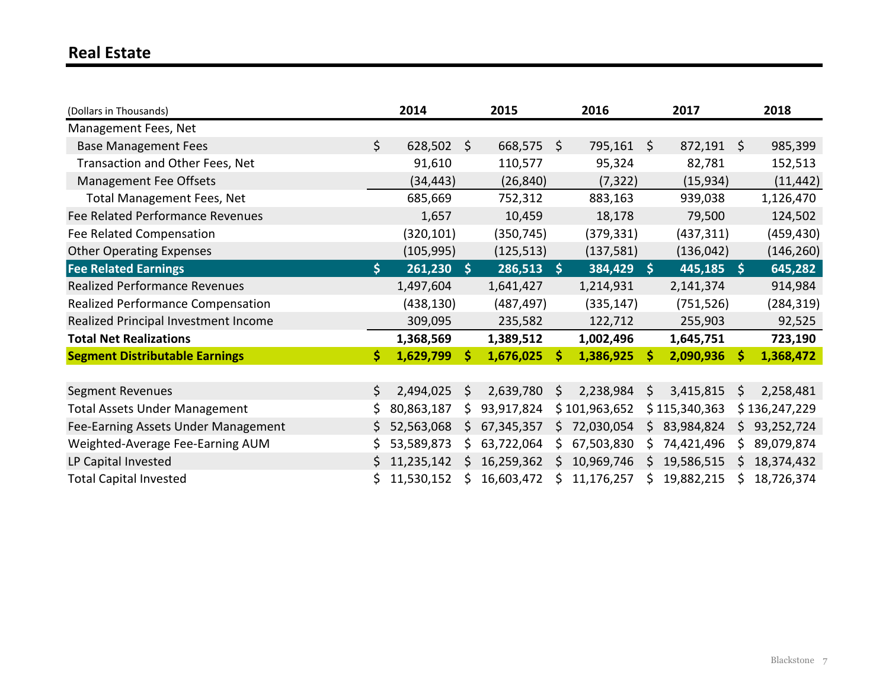# Real Estate

| (Dollars in Thousands) | 2014 | 2015 | 2016 | 2017 | 2018 |
|---|---|---|---|---|---|
| Management Fees, Net | | | | | |
| Base Management Fees | $ 628,502 | $ 668,575 | $ 795,161 | $ 872,191 | $ 985,399 |
| Transaction and Other Fees, Net | 91,610 | 110,577 | 95,324 | 82,781 | 152,513 |
| Management Fee Offsets | (34,443) | (26,840) | (7,322) | (15,934) | (11,442) |
| Total Management Fees, Net | 685,669 | 752,312 | 883,163 | 939,038 | 1,126,470 |
| Fee Related Performance Revenues | 1,657 | 10,459 | 18,178 | 79,500 | 124,502 |
| Fee Related Compensation | (320,101) | (350,745) | (379,331) | (437,311) | (459,430) |
| Other Operating Expenses | (105,995) | (125,513) | (137,581) | (136,042) | (146,260) |
| **Fee Related Earnings** | **$ 261,230** | **$ 286,513** | **$ 384,429** | **$ 445,185** | **$ 645,282** |
| Realized Performance Revenues | 1,497,604 | 1,641,427 | 1,214,931 | 2,141,374 | 914,984 |
| Realized Performance Compensation | (438,130) | (487,497) | (335,147) | (751,526) | (284,319) |
| Realized Principal Investment Income | 309,095 | 235,582 | 122,712 | 255,903 | 92,525 |
| **Total Net Realizations** | **1,368,569** | **1,389,512** | **1,002,496** | **1,645,751** | **723,190** |
| **Segment Distributable Earnings** | **$ 1,629,799** | **$ 1,676,025** | **$ 1,386,925** | **$ 2,090,936** | **$ 1,368,472** |
| | | | | | |
| Segment Revenues | $ 2,494,025 | $ 2,639,780 | $ 2,238,984 | $ 3,415,815 | $ 2,258,481 |
| Total Assets Under Management | $ 80,863,187 | $ 93,917,824 | $ 101,963,652 | $ 115,340,363 | $ 136,247,229 |
| Fee-Earning Assets Under Management | $ 52,563,068 | $ 67,345,357 | $ 72,030,054 | $ 83,984,824 | $ 93,252,724 |
| Weighted-Average Fee-Earning AUM | $ 53,589,873 | $ 63,722,064 | $ 67,503,830 | $ 74,421,496 | $ 89,079,874 |
| LP Capital Invested | $ 11,235,142 | $ 16,259,362 | $ 10,969,746 | $ 19,586,515 | $ 18,374,432 |
| Total Capital Invested | $ 11,530,152 | $ 16,603,472 | $ 11,176,257 | $ 19,882,215 | $ 18,726,374 |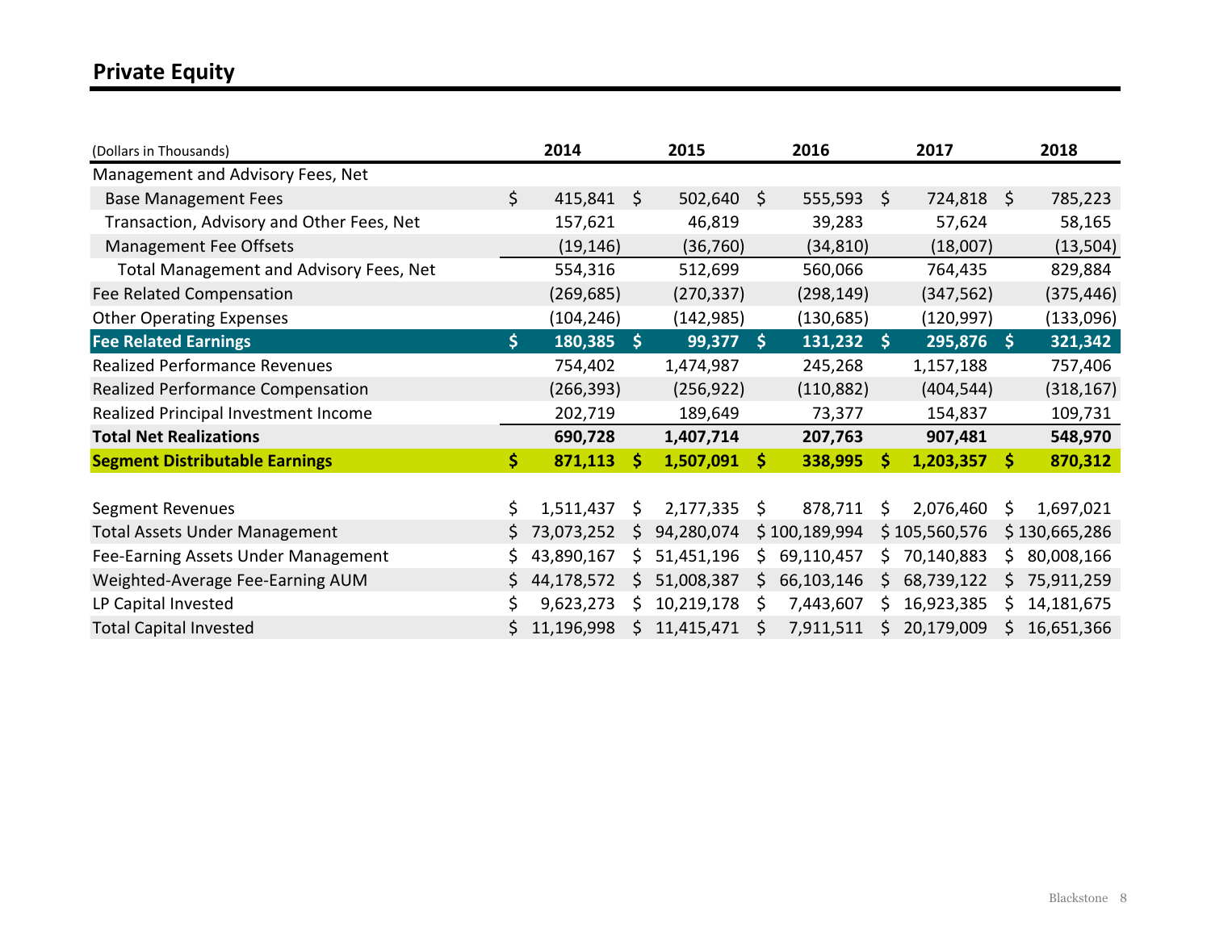## Private Equity

| (Dollars in Thousands) | 2014 | 2015 | 2016 | 2017 | 2018 |
|---|---|---|---|---|---|
| Management and Advisory Fees, Net | | | | | |
| Base Management Fees | $ 415,841 | $ 502,640 | $ 555,593 | $ 724,818 | $ 785,223 |
| Transaction, Advisory and Other Fees, Net | 157,621 | 46,819 | 39,283 | 57,624 | 58,165 |
| Management Fee Offsets | (19,146) | (36,760) | (34,810) | (18,007) | (13,504) |
| Total Management and Advisory Fees, Net | 554,316 | 512,699 | 560,066 | 764,435 | 829,884 |
| Fee Related Compensation | (269,685) | (270,337) | (298,149) | (347,562) | (375,446) |
| Other Operating Expenses | (104,246) | (142,985) | (130,685) | (120,997) | (133,096) |
| **Fee Related Earnings** | **$ 180,385** | **$ 99,377** | **$ 131,232** | **$ 295,876** | **$ 321,342** |
| Realized Performance Revenues | 754,402 | 1,474,987 | 245,268 | 1,157,188 | 757,406 |
| Realized Performance Compensation | (266,393) | (256,922) | (110,882) | (404,544) | (318,167) |
| Realized Principal Investment Income | 202,719 | 189,649 | 73,377 | 154,837 | 109,731 |
| **Total Net Realizations** | **690,728** | **1,407,714** | **207,763** | **907,481** | **548,970** |
| **Segment Distributable Earnings** | **$ 871,113** | **$ 1,507,091** | **$ 338,995** | **$ 1,203,357** | **$ 870,312** |
| | | | | | |
| Segment Revenues | $ 1,511,437 | $ 2,177,335 | $ 878,711 | $ 2,076,460 | $ 1,697,021 |
| Total Assets Under Management | $ 73,073,252 | $ 94,280,074 | $ 100,189,994 | $ 105,560,576 | $ 130,665,286 |
| Fee-Earning Assets Under Management | $ 43,890,167 | $ 51,451,196 | $ 69,110,457 | $ 70,140,883 | $ 80,008,166 |
| Weighted-Average Fee-Earning AUM | $ 44,178,572 | $ 51,008,387 | $ 66,103,146 | $ 68,739,122 | $ 75,911,259 |
| LP Capital Invested | $ 9,623,273 | $ 10,219,178 | $ 7,443,607 | $ 16,923,385 | $ 14,181,675 |
| Total Capital Invested | $ 11,196,998 | $ 11,415,471 | $ 7,911,511 | $ 20,179,009 | $ 16,651,366 |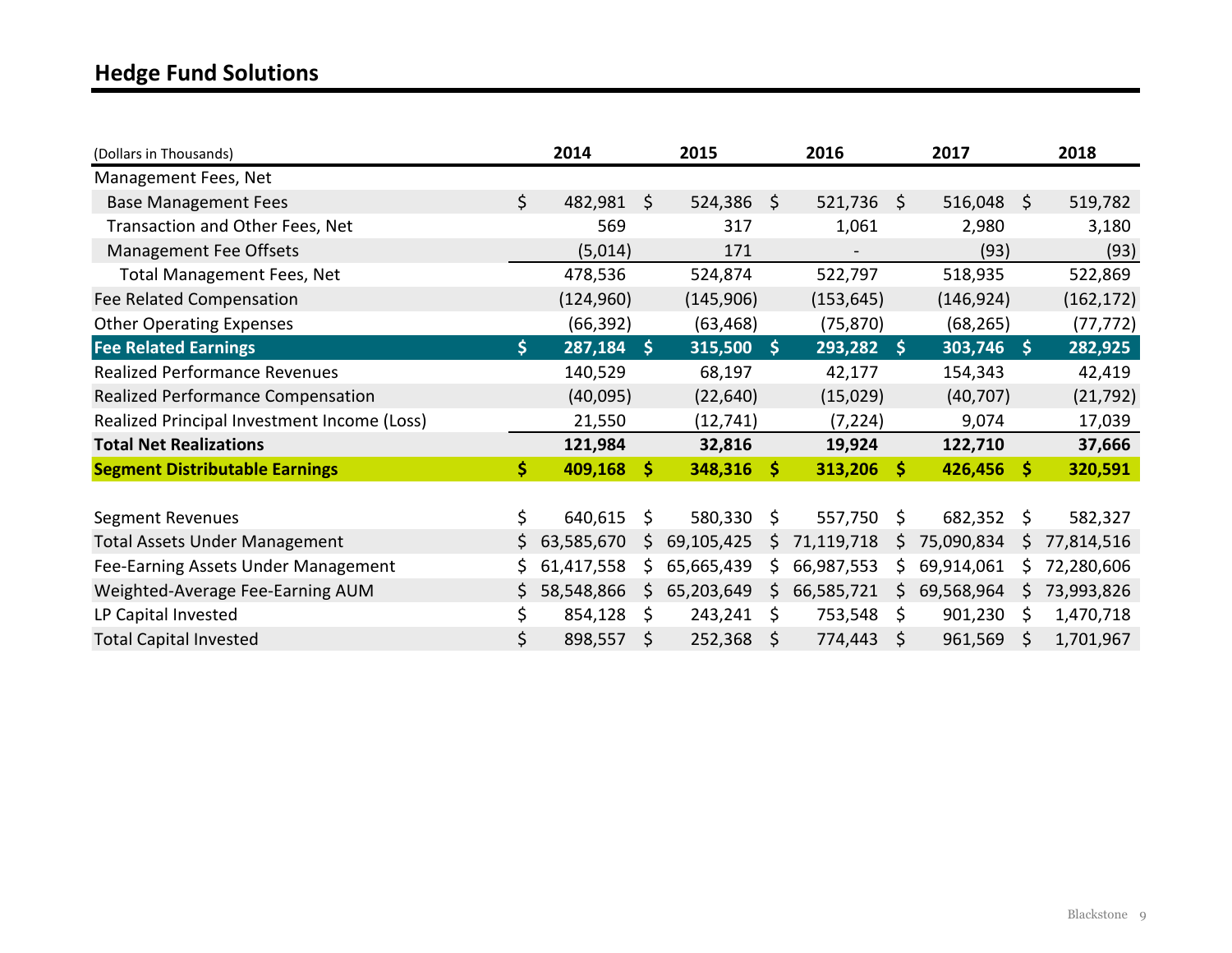## Hedge Fund Solutions

| (Dollars in Thousands) | 2014 | 2015 | 2016 | 2017 | 2018 |
|---|---|---|---|---|---|
| Management Fees, Net | | | | | |
| Base Management Fees | $ 482,981 | $ 524,386 | $ 521,736 | $ 516,048 | $ 519,782 |
| Transaction and Other Fees, Net | 569 | 317 | 1,061 | 2,980 | 3,180 |
| Management Fee Offsets | (5,014) | 171 | - | (93) | (93) |
| Total Management Fees, Net | 478,536 | 524,874 | 522,797 | 518,935 | 522,869 |
| Fee Related Compensation | (124,960) | (145,906) | (153,645) | (146,924) | (162,172) |
| Other Operating Expenses | (66,392) | (63,468) | (75,870) | (68,265) | (77,772) |
| **Fee Related Earnings** | **$ 287,184** | **$ 315,500** | **$ 293,282** | **$ 303,746** | **$ 282,925** |
| Realized Performance Revenues | 140,529 | 68,197 | 42,177 | 154,343 | 42,419 |
| Realized Performance Compensation | (40,095) | (22,640) | (15,029) | (40,707) | (21,792) |
| Realized Principal Investment Income (Loss) | 21,550 | (12,741) | (7,224) | 9,074 | 17,039 |
| **Total Net Realizations** | **121,984** | **32,816** | **19,924** | **122,710** | **37,666** |
| **Segment Distributable Earnings** | **$ 409,168** | **$ 348,316** | **$ 313,206** | **$ 426,456** | **$ 320,591** |
| | | | | | |
| Segment Revenues | $ 640,615 | $ 580,330 | $ 557,750 | $ 682,352 | $ 582,327 |
| Total Assets Under Management | $ 63,585,670 | $ 69,105,425 | $ 71,119,718 | $ 75,090,834 | $ 77,814,516 |
| Fee-Earning Assets Under Management | $ 61,417,558 | $ 65,665,439 | $ 66,987,553 | $ 69,914,061 | $ 72,280,606 |
| Weighted-Average Fee-Earning AUM | $ 58,548,866 | $ 65,203,649 | $ 66,585,721 | $ 69,568,964 | $ 73,993,826 |
| LP Capital Invested | $ 854,128 | $ 243,241 | $ 753,548 | $ 901,230 | $ 1,470,718 |
| Total Capital Invested | $ 898,557 | $ 252,368 | $ 774,443 | $ 961,569 | $ 1,701,967 |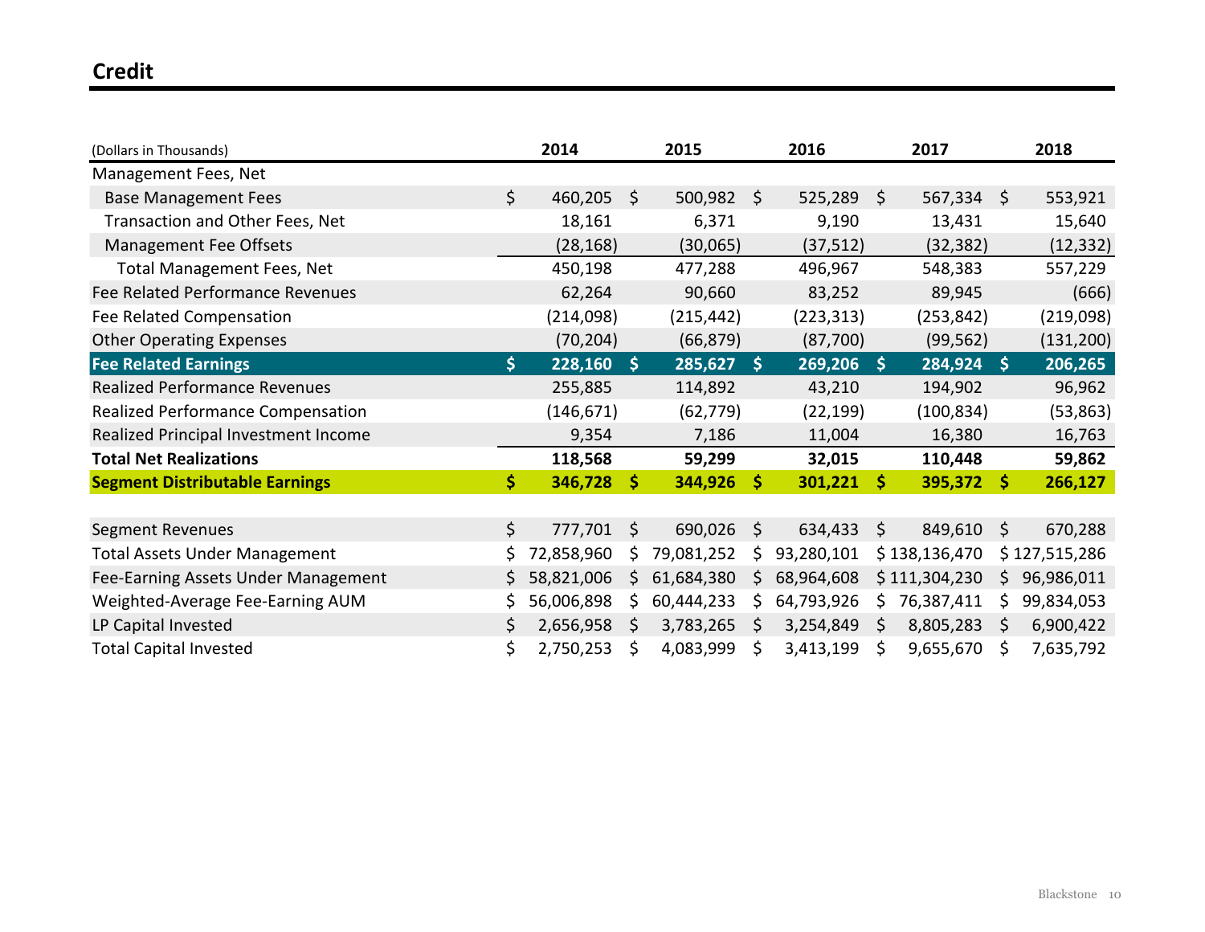## Credit

| (Dollars in Thousands) | 2014 | 2015 | 2016 | 2017 | 2018 |
|---|---|---|---|---|---|
| Management Fees, Net | | | | | |
| Base Management Fees | $ 460,205 | $ 500,982 | $ 525,289 | $ 567,334 | $ 553,921 |
| Transaction and Other Fees, Net | 18,161 | 6,371 | 9,190 | 13,431 | 15,640 |
| Management Fee Offsets | (28,168) | (30,065) | (37,512) | (32,382) | (12,332) |
| Total Management Fees, Net | 450,198 | 477,288 | 496,967 | 548,383 | 557,229 |
| Fee Related Performance Revenues | 62,264 | 90,660 | 83,252 | 89,945 | (666) |
| Fee Related Compensation | (214,098) | (215,442) | (223,313) | (253,842) | (219,098) |
| Other Operating Expenses | (70,204) | (66,879) | (87,700) | (99,562) | (131,200) |
| **Fee Related Earnings** | **$ 228,160** | **$ 285,627** | **$ 269,206** | **$ 284,924** | **$ 206,265** |
| Realized Performance Revenues | 255,885 | 114,892 | 43,210 | 194,902 | 96,962 |
| Realized Performance Compensation | (146,671) | (62,779) | (22,199) | (100,834) | (53,863) |
| Realized Principal Investment Income | 9,354 | 7,186 | 11,004 | 16,380 | 16,763 |
| **Total Net Realizations** | **118,568** | **59,299** | **32,015** | **110,448** | **59,862** |
| **Segment Distributable Earnings** | **$ 346,728** | **$ 344,926** | **$ 301,221** | **$ 395,372** | **$ 266,127** |
| | | | | | |
| Segment Revenues | $ 777,701 | $ 690,026 | $ 634,433 | $ 849,610 | $ 670,288 |
| Total Assets Under Management | $ 72,858,960 | $ 79,081,252 | $ 93,280,101 | $ 138,136,470 | $ 127,515,286 |
| Fee-Earning Assets Under Management | $ 58,821,006 | $ 61,684,380 | $ 68,964,608 | $ 111,304,230 | $ 96,986,011 |
| Weighted-Average Fee-Earning AUM | $ 56,006,898 | $ 60,444,233 | $ 64,793,926 | $ 76,387,411 | $ 99,834,053 |
| LP Capital Invested | $ 2,656,958 | $ 3,783,265 | $ 3,254,849 | $ 8,805,283 | $ 6,900,422 |
| Total Capital Invested | $ 2,750,253 | $ 4,083,999 | $ 3,413,199 | $ 9,655,670 | $ 7,635,792 |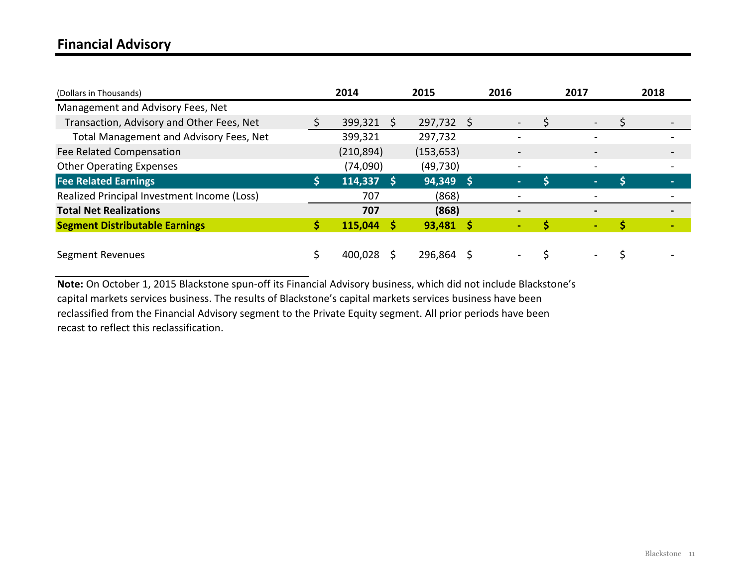## Financial Advisory

| (Dollars in Thousands) | 2014 | 2015 | 2016 | 2017 | 2018 |
|---|---|---|---|---|---|
| Management and Advisory Fees, Net | | | | | |
| Transaction, Advisory and Other Fees, Net | $ 399,321 | $ 297,732 | $ - | $ - | $ - |
| Total Management and Advisory Fees, Net | 399,321 | 297,732 | - | - | - |
| Fee Related Compensation | (210,894) | (153,653) | - | - | - |
| Other Operating Expenses | (74,090) | (49,730) | - | - | - |
| **Fee Related Earnings** | **$ 114,337** | **$ 94,349** | **$ -** | **$ -** | **$ -** |
| Realized Principal Investment Income (Loss) | 707 | (868) | - | - | - |
| **Total Net Realizations** | **707** | **(868)** | **-** | **-** | **-** |
| **Segment Distributable Earnings** | **$ 115,044** | **$ 93,481** | **$ -** | **$ -** | **$ -** |
| | | | | | |
| Segment Revenues | $ 400,028 | $ 296,864 | $ - | $ - | $ - |

**Note:** On October 1, 2015 Blackstone spun-off its Financial Advisory business, which did not include Blackstone's capital markets services business. The results of Blackstone's capital markets services business have been reclassified from the Financial Advisory segment to the Private Equity segment. All prior periods have been recast to reflect this reclassification.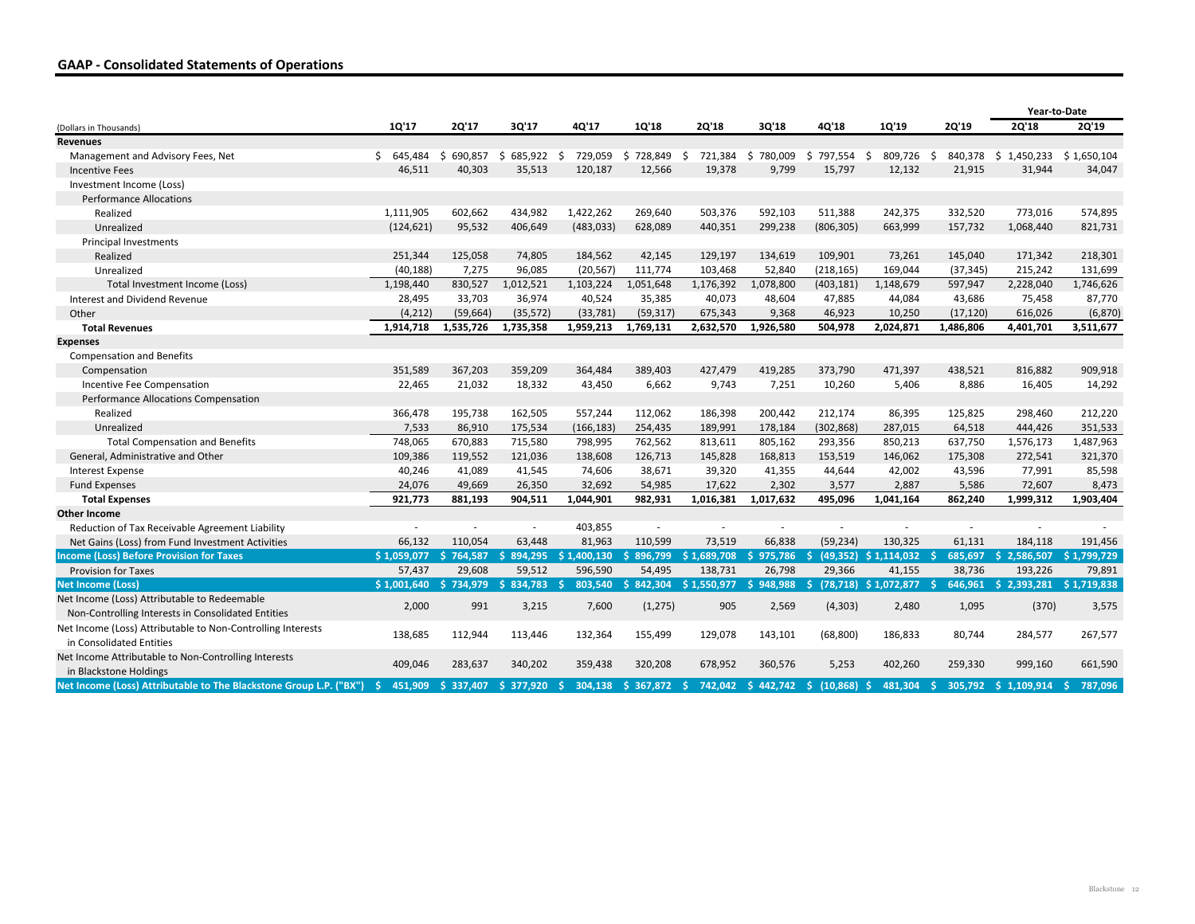## GAAP - Consolidated Statements of Operations

| (Dollars in Thousands) | 1Q'17 | 2Q'17 | 3Q'17 | 4Q'17 | 1Q'18 | 2Q'18 | 3Q'18 | 4Q'18 | 1Q'19 | 2Q'19 | Year-to-Date 2Q'18 | Year-to-Date 2Q'19 |
|---|---|---|---|---|---|---|---|---|---|---|---|---|
| **Revenues** | | | | | | | | | | | | |
| Management and Advisory Fees, Net | $ 645,484 | $ 690,857 | $ 685,922 | $ 729,059 | $ 728,849 | $ 721,384 | $ 780,009 | $ 797,554 | $ 809,726 | $ 840,378 | $ 1,450,233 | $ 1,650,104 |
| Incentive Fees | 46,511 | 40,303 | 35,513 | 120,187 | 12,566 | 19,378 | 9,799 | 15,797 | 12,132 | 21,915 | 31,944 | 34,047 |
| Investment Income (Loss) | | | | | | | | | | | | |
| Performance Allocations | | | | | | | | | | | | |
| Realized | 1,111,905 | 602,662 | 434,982 | 1,422,262 | 269,640 | 503,376 | 592,103 | 511,388 | 242,375 | 332,520 | 773,016 | 574,895 |
| Unrealized | (124,621) | 95,532 | 406,649 | (483,033) | 628,089 | 440,351 | 299,238 | (806,305) | 663,999 | 157,732 | 1,068,440 | 821,731 |
| Principal Investments | | | | | | | | | | | | |
| Realized | 251,344 | 125,058 | 74,805 | 184,562 | 42,145 | 129,197 | 134,619 | 109,901 | 73,261 | 145,040 | 171,342 | 218,301 |
| Unrealized | (40,188) | 7,275 | 96,085 | (20,567) | 111,774 | 103,468 | 52,840 | (218,165) | 169,044 | (37,345) | 215,242 | 131,699 |
| Total Investment Income (Loss) | 1,198,440 | 830,527 | 1,012,521 | 1,103,224 | 1,051,648 | 1,176,392 | 1,078,800 | (403,181) | 1,148,679 | 597,947 | 2,228,040 | 1,746,626 |
| Interest and Dividend Revenue | 28,495 | 33,703 | 36,974 | 40,524 | 35,385 | 40,073 | 48,604 | 47,885 | 44,084 | 43,686 | 75,458 | 87,770 |
| Other | (4,212) | (59,664) | (35,572) | (33,781) | (59,317) | 675,343 | 9,368 | 46,923 | 10,250 | (17,120) | 616,026 | (6,870) |
| **Total Revenues** | **1,914,718** | **1,535,726** | **1,735,358** | **1,959,213** | **1,769,131** | **2,632,570** | **1,926,580** | **504,978** | **2,024,871** | **1,486,806** | **4,401,701** | **3,511,677** |
| **Expenses** | | | | | | | | | | | | |
| Compensation and Benefits | | | | | | | | | | | | |
| Compensation | 351,589 | 367,203 | 359,209 | 364,484 | 389,403 | 427,479 | 419,285 | 373,790 | 471,397 | 438,521 | 816,882 | 909,918 |
| Incentive Fee Compensation | 22,465 | 21,032 | 18,332 | 43,450 | 6,662 | 9,743 | 7,251 | 10,260 | 5,406 | 8,886 | 16,405 | 14,292 |
| Performance Allocations Compensation | | | | | | | | | | | | |
| Realized | 366,478 | 195,738 | 162,505 | 557,244 | 112,062 | 186,398 | 200,442 | 212,174 | 86,395 | 125,825 | 298,460 | 212,220 |
| Unrealized | 7,533 | 86,910 | 175,534 | (166,183) | 254,435 | 189,991 | 178,184 | (302,868) | 287,015 | 64,518 | 444,426 | 351,533 |
| Total Compensation and Benefits | 748,065 | 670,883 | 715,580 | 798,995 | 762,562 | 813,611 | 805,162 | 293,356 | 850,213 | 637,750 | 1,576,173 | 1,487,963 |
| General, Administrative and Other | 109,386 | 119,552 | 121,036 | 138,608 | 126,713 | 145,828 | 168,813 | 153,519 | 146,062 | 175,308 | 272,541 | 321,370 |
| Interest Expense | 40,246 | 41,089 | 41,545 | 74,606 | 38,671 | 39,320 | 41,355 | 44,644 | 42,002 | 43,596 | 77,991 | 85,598 |
| Fund Expenses | 24,076 | 49,669 | 26,350 | 32,692 | 54,985 | 17,622 | 2,302 | 3,577 | 2,887 | 5,586 | 72,607 | 8,473 |
| **Total Expenses** | **921,773** | **881,193** | **904,511** | **1,044,901** | **982,931** | **1,016,381** | **1,017,632** | **495,096** | **1,041,164** | **862,240** | **1,999,312** | **1,903,404** |
| **Other Income** | | | | | | | | | | | | |
| Reduction of Tax Receivable Agreement Liability | - | - | - | 403,855 | - | - | - | - | - | - | - | - |
| Net Gains (Loss) from Fund Investment Activities | 66,132 | 110,054 | 63,448 | 81,963 | 110,599 | 73,519 | 66,838 | (59,234) | 130,325 | 61,131 | 184,118 | 191,456 |
| **Income (Loss) Before Provision for Taxes** | **$ 1,059,077** | **$ 764,587** | **$ 894,295** | **$ 1,400,130** | **$ 896,799** | **$ 1,689,708** | **$ 975,786** | **$ (49,352)** | **$ 1,114,032** | **$ 685,697** | **$ 2,586,507** | **$ 1,799,729** |
| Provision for Taxes | 57,437 | 29,608 | 59,512 | 596,590 | 54,495 | 138,731 | 26,798 | 29,366 | 41,155 | 38,736 | 193,226 | 79,891 |
| **Net Income (Loss)** | **$ 1,001,640** | **$ 734,979** | **$ 834,783** | **$ 803,540** | **$ 842,304** | **$ 1,550,977** | **$ 948,988** | **$ (78,718)** | **$ 1,072,877** | **$ 646,961** | **$ 2,393,281** | **$ 1,719,838** |
| Net Income (Loss) Attributable to Redeemable Non-Controlling Interests in Consolidated Entities | 2,000 | 991 | 3,215 | 7,600 | (1,275) | 905 | 2,569 | (4,303) | 2,480 | 1,095 | (370) | 3,575 |
| Net Income (Loss) Attributable to Non-Controlling Interests in Consolidated Entities | 138,685 | 112,944 | 113,446 | 132,364 | 155,499 | 129,078 | 143,101 | (68,800) | 186,833 | 80,744 | 284,577 | 267,577 |
| Net Income Attributable to Non-Controlling Interests in Blackstone Holdings | 409,046 | 283,637 | 340,202 | 359,438 | 320,208 | 678,952 | 360,576 | 5,253 | 402,260 | 259,330 | 999,160 | 661,590 |
| **Net Income (Loss) Attributable to The Blackstone Group L.P. ("BX")** | **$ 451,909** | **$ 337,407** | **$ 377,920** | **$ 304,138** | **$ 367,872** | **$ 742,042** | **$ 442,742** | **$ (10,868)** | **$ 481,304** | **$ 305,792** | **$ 1,109,914** | **$ 787,096** |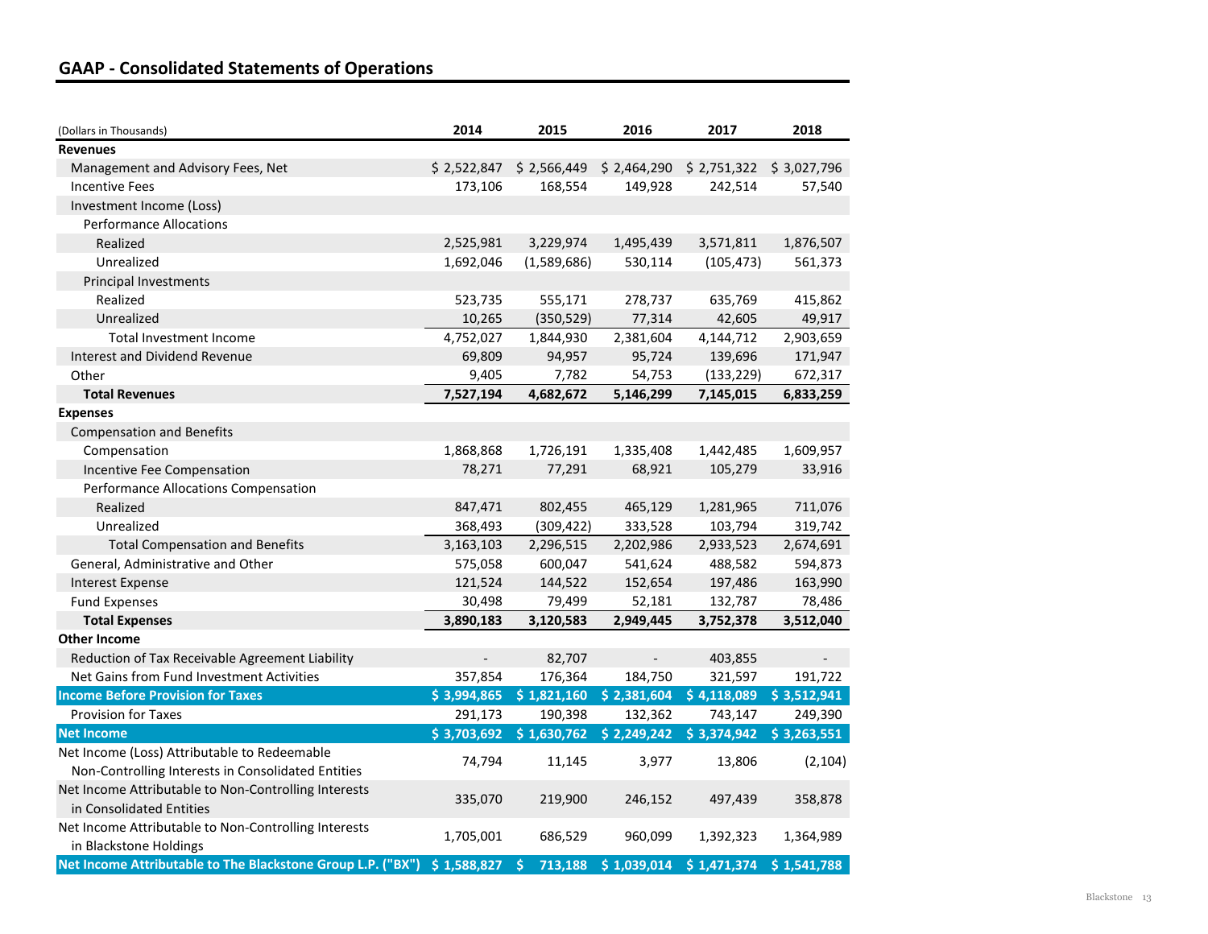## GAAP - Consolidated Statements of Operations

| (Dollars in Thousands) | 2014 | 2015 | 2016 | 2017 | 2018 |
|---|---|---|---|---|---|
| **Revenues** | | | | | |
| Management and Advisory Fees, Net | $ 2,522,847 | $ 2,566,449 | $ 2,464,290 | $ 2,751,322 | $ 3,027,796 |
| Incentive Fees | 173,106 | 168,554 | 149,928 | 242,514 | 57,540 |
| Investment Income (Loss) | | | | | |
| Performance Allocations | | | | | |
| Realized | 2,525,981 | 3,229,974 | 1,495,439 | 3,571,811 | 1,876,507 |
| Unrealized | 1,692,046 | (1,589,686) | 530,114 | (105,473) | 561,373 |
| Principal Investments | | | | | |
| Realized | 523,735 | 555,171 | 278,737 | 635,769 | 415,862 |
| Unrealized | 10,265 | (350,529) | 77,314 | 42,605 | 49,917 |
| Total Investment Income | 4,752,027 | 1,844,930 | 2,381,604 | 4,144,712 | 2,903,659 |
| Interest and Dividend Revenue | 69,809 | 94,957 | 95,724 | 139,696 | 171,947 |
| Other | 9,405 | 7,782 | 54,753 | (133,229) | 672,317 |
| **Total Revenues** | **7,527,194** | **4,682,672** | **5,146,299** | **7,145,015** | **6,833,259** |
| **Expenses** | | | | | |
| Compensation and Benefits | | | | | |
| Compensation | 1,868,868 | 1,726,191 | 1,335,408 | 1,442,485 | 1,609,957 |
| Incentive Fee Compensation | 78,271 | 77,291 | 68,921 | 105,279 | 33,916 |
| Performance Allocations Compensation | | | | | |
| Realized | 847,471 | 802,455 | 465,129 | 1,281,965 | 711,076 |
| Unrealized | 368,493 | (309,422) | 333,528 | 103,794 | 319,742 |
| Total Compensation and Benefits | 3,163,103 | 2,296,515 | 2,202,986 | 2,933,523 | 2,674,691 |
| General, Administrative and Other | 575,058 | 600,047 | 541,624 | 488,582 | 594,873 |
| Interest Expense | 121,524 | 144,522 | 152,654 | 197,486 | 163,990 |
| Fund Expenses | 30,498 | 79,499 | 52,181 | 132,787 | 78,486 |
| **Total Expenses** | **3,890,183** | **3,120,583** | **2,949,445** | **3,752,378** | **3,512,040** |
| **Other Income** | | | | | |
| Reduction of Tax Receivable Agreement Liability | - | 82,707 | - | 403,855 | - |
| Net Gains from Fund Investment Activities | 357,854 | 176,364 | 184,750 | 321,597 | 191,722 |
| **Income Before Provision for Taxes** | **$ 3,994,865** | **$ 1,821,160** | **$ 2,381,604** | **$ 4,118,089** | **$ 3,512,941** |
| Provision for Taxes | 291,173 | 190,398 | 132,362 | 743,147 | 249,390 |
| **Net Income** | **$ 3,703,692** | **$ 1,630,762** | **$ 2,249,242** | **$ 3,374,942** | **$ 3,263,551** |
| Net Income (Loss) Attributable to Redeemable Non-Controlling Interests in Consolidated Entities | 74,794 | 11,145 | 3,977 | 13,806 | (2,104) |
| Net Income Attributable to Non-Controlling Interests in Consolidated Entities | 335,070 | 219,900 | 246,152 | 497,439 | 358,878 |
| Net Income Attributable to Non-Controlling Interests in Blackstone Holdings | 1,705,001 | 686,529 | 960,099 | 1,392,323 | 1,364,989 |
| **Net Income Attributable to The Blackstone Group L.P. ("BX")** | **$ 1,588,827** | **$ 713,188** | **$ 1,039,014** | **$ 1,471,374** | **$ 1,541,788** |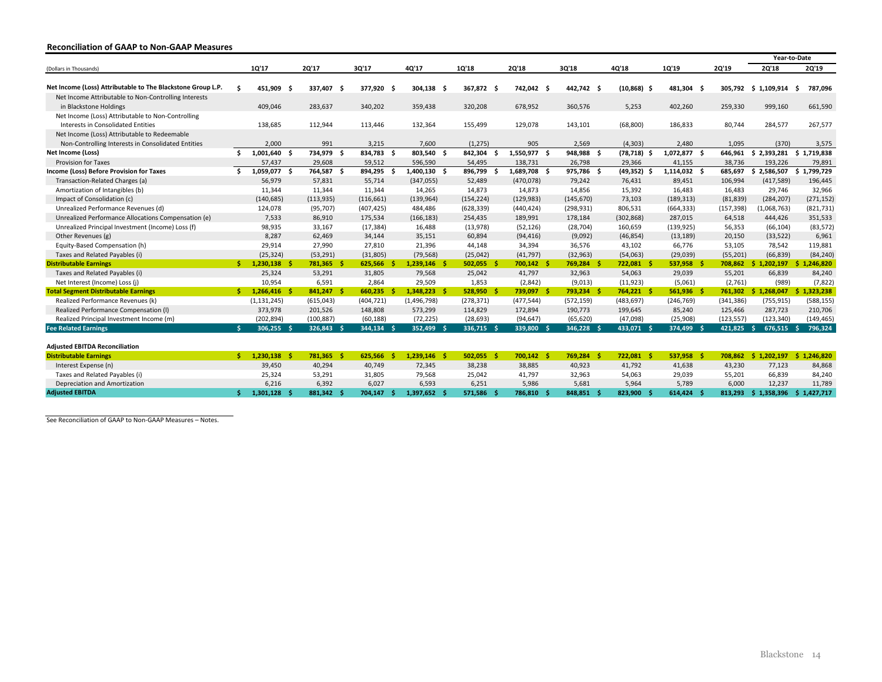## Reconciliation of GAAP to Non-GAAP Measures

| (Dollars in Thousands) | 1Q'17 | 2Q'17 | 3Q'17 | 4Q'17 | 1Q'18 | 2Q'18 | 3Q'18 | 4Q'18 | 1Q'19 | 2Q'19 | Year-to-Date 2Q'18 | Year-to-Date 2Q'19 |
|---|---|---|---|---|---|---|---|---|---|---|---|---|
| **Net Income (Loss) Attributable to The Blackstone Group L.P.** | $ 451,909 | $ 337,407 | $ 377,920 | $ 304,138 | $ 367,872 | $ 742,042 | $ 442,742 | $ (10,868) | $ 481,304 | $ 305,792 | $ 1,109,914 | $ 787,096 |
| Net Income Attributable to Non-Controlling Interests in Blackstone Holdings | 409,046 | 283,637 | 340,202 | 359,438 | 320,208 | 678,952 | 360,576 | 5,253 | 402,260 | 259,330 | 999,160 | 661,590 |
| Net Income (Loss) Attributable to Non-Controlling Interests in Consolidated Entities | 138,685 | 112,944 | 113,446 | 132,364 | 155,499 | 129,078 | 143,101 | (68,800) | 186,833 | 80,744 | 284,577 | 267,577 |
| Net Income (Loss) Attributable to Redeemable Non-Controlling Interests in Consolidated Entities | 2,000 | 991 | 3,215 | 7,600 | (1,275) | 905 | 2,569 | (4,303) | 2,480 | 1,095 | (370) | 3,575 |
| **Net Income (Loss)** | $ 1,001,640 | $ 734,979 | $ 834,783 | $ 803,540 | $ 842,304 | $ 1,550,977 | $ 948,988 | $ (78,718) | $ 1,072,877 | $ 646,961 | $ 2,393,281 | $ 1,719,838 |
| Provision for Taxes | 57,437 | 29,608 | 59,512 | 596,590 | 54,495 | 138,731 | 26,798 | 29,366 | 41,155 | 38,736 | 193,226 | 79,891 |
| **Income (Loss) Before Provision for Taxes** | $ 1,059,077 | $ 764,587 | $ 894,295 | $ 1,400,130 | $ 896,799 | $ 1,689,708 | $ 975,786 | $ (49,352) | $ 1,114,032 | $ 685,697 | $ 2,586,507 | $ 1,799,729 |
| Transaction-Related Charges (a) | 56,979 | 57,831 | 55,714 | (347,055) | 52,489 | (470,078) | 79,242 | 76,431 | 89,451 | 106,994 | (417,589) | 196,445 |
| Amortization of Intangibles (b) | 11,344 | 11,344 | 11,344 | 14,265 | 14,873 | 14,873 | 14,856 | 15,392 | 16,483 | 16,483 | 29,746 | 32,966 |
| Impact of Consolidation (c) | (140,685) | (113,935) | (116,661) | (139,964) | (154,224) | (129,983) | (145,670) | 73,103 | (189,313) | (81,839) | (284,207) | (271,152) |
| Unrealized Performance Revenues (d) | 124,078 | (95,707) | (407,425) | 484,486 | (628,339) | (440,424) | (298,931) | 806,531 | (664,333) | (157,398) | (1,068,763) | (821,731) |
| Unrealized Performance Allocations Compensation (e) | 7,533 | 86,910 | 175,534 | (166,183) | 254,435 | 189,991 | 178,184 | (302,868) | 287,015 | 64,518 | 444,426 | 351,533 |
| Unrealized Principal Investment (Income) Loss (f) | 98,935 | 33,167 | (17,384) | 16,488 | (13,978) | (52,126) | (28,704) | 160,659 | (139,925) | 56,353 | (66,104) | (83,572) |
| Other Revenues (g) | 8,287 | 62,469 | 34,144 | 35,151 | 60,894 | (94,416) | (9,092) | (46,854) | (13,189) | 20,150 | (33,522) | 6,961 |
| Equity-Based Compensation (h) | 29,914 | 27,990 | 27,810 | 21,396 | 44,148 | 34,394 | 36,576 | 43,102 | 66,776 | 53,105 | 78,542 | 119,881 |
| Taxes and Related Payables (i) | (25,324) | (53,291) | (31,805) | (79,568) | (25,042) | (41,797) | (32,963) | (54,063) | (29,039) | (55,201) | (66,839) | (84,240) |
| **Distributable Earnings** | $ 1,230,138 | $ 781,365 | $ 625,566 | $ 1,239,146 | $ 502,055 | $ 700,142 | $ 769,284 | $ 722,081 | $ 537,958 | $ 708,862 | $ 1,202,197 | $ 1,246,820 |
| Taxes and Related Payables (i) | 25,324 | 53,291 | 31,805 | 79,568 | 25,042 | 41,797 | 32,963 | 54,063 | 29,039 | 55,201 | 66,839 | 84,240 |
| Net Interest (Income) Loss (j) | 10,954 | 6,591 | 2,864 | 29,509 | 1,853 | (2,842) | (9,013) | (11,923) | (5,061) | (2,761) | (989) | (7,822) |
| **Total Segment Distributable Earnings** | $ 1,266,416 | $ 841,247 | $ 660,235 | $ 1,348,223 | $ 528,950 | $ 739,097 | $ 793,234 | $ 764,221 | $ 561,936 | $ 761,302 | $ 1,268,047 | $ 1,323,238 |
| Realized Performance Revenues (k) | (1,131,245) | (615,043) | (404,721) | (1,496,798) | (278,371) | (477,544) | (572,159) | (483,697) | (246,769) | (341,386) | (755,915) | (588,155) |
| Realized Performance Compensation (l) | 373,978 | 201,526 | 148,808 | 573,299 | 114,829 | 172,894 | 190,773 | 199,645 | 85,240 | 125,466 | 287,723 | 210,706 |
| Realized Principal Investment Income (m) | (202,894) | (100,887) | (60,188) | (72,225) | (28,693) | (94,647) | (65,620) | (47,098) | (25,908) | (123,557) | (123,340) | (149,465) |
| **Fee Related Earnings** | $ 306,255 | $ 326,843 | $ 344,134 | $ 352,499 | $ 336,715 | $ 339,800 | $ 346,228 | $ 433,071 | $ 374,499 | $ 421,825 | $ 676,515 | $ 796,324 |

### Adjusted EBITDA Reconciliation

| (Dollars in Thousands) | 1Q'17 | 2Q'17 | 3Q'17 | 4Q'17 | 1Q'18 | 2Q'18 | 3Q'18 | 4Q'18 | 1Q'19 | 2Q'19 | Year-to-Date 2Q'18 | Year-to-Date 2Q'19 |
|---|---|---|---|---|---|---|---|---|---|---|---|---|
| **Distributable Earnings** | $ 1,230,138 | $ 781,365 | $ 625,566 | $ 1,239,146 | $ 502,055 | $ 700,142 | $ 769,284 | $ 722,081 | $ 537,958 | $ 708,862 | $ 1,202,197 | $ 1,246,820 |
| Interest Expense (n) | 39,450 | 40,294 | 40,749 | 72,345 | 38,238 | 38,885 | 40,923 | 41,792 | 41,638 | 43,230 | 77,123 | 84,868 |
| Taxes and Related Payables (i) | 25,324 | 53,291 | 31,805 | 79,568 | 25,042 | 41,797 | 32,963 | 54,063 | 29,039 | 55,201 | 66,839 | 84,240 |
| Depreciation and Amortization | 6,216 | 6,392 | 6,027 | 6,593 | 6,251 | 5,986 | 5,681 | 5,964 | 5,789 | 6,000 | 12,237 | 11,789 |
| **Adjusted EBITDA** | $ 1,301,128 | $ 881,342 | $ 704,147 | $ 1,397,652 | $ 571,586 | $ 786,810 | $ 848,851 | $ 823,900 | $ 614,424 | $ 813,293 | $ 1,358,396 | $ 1,427,717 |

See Reconciliation of GAAP to Non-GAAP Measures – Notes.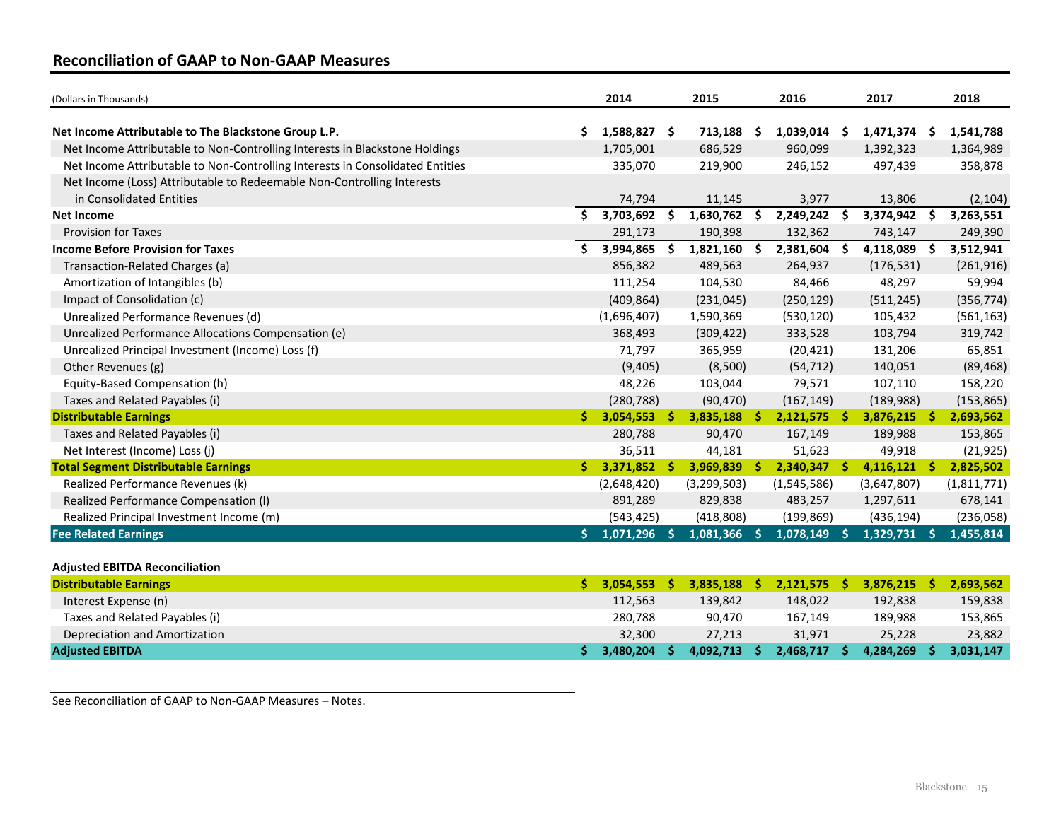## Reconciliation of GAAP to Non-GAAP Measures

| (Dollars in Thousands) | 2014 | 2015 | 2016 | 2017 | 2018 |
|---|---|---|---|---|---|
| **Net Income Attributable to The Blackstone Group L.P.** | **$ 1,588,827** | **$ 713,188** | **$ 1,039,014** | **$ 1,471,374** | **$ 1,541,788** |
| Net Income Attributable to Non-Controlling Interests in Blackstone Holdings | 1,705,001 | 686,529 | 960,099 | 1,392,323 | 1,364,989 |
| Net Income Attributable to Non-Controlling Interests in Consolidated Entities | 335,070 | 219,900 | 246,152 | 497,439 | 358,878 |
| Net Income (Loss) Attributable to Redeemable Non-Controlling Interests in Consolidated Entities | 74,794 | 11,145 | 3,977 | 13,806 | (2,104) |
| **Net Income** | **$ 3,703,692** | **$ 1,630,762** | **$ 2,249,242** | **$ 3,374,942** | **$ 3,263,551** |
| Provision for Taxes | 291,173 | 190,398 | 132,362 | 743,147 | 249,390 |
| **Income Before Provision for Taxes** | **$ 3,994,865** | **$ 1,821,160** | **$ 2,381,604** | **$ 4,118,089** | **$ 3,512,941** |
| Transaction-Related Charges (a) | 856,382 | 489,563 | 264,937 | (176,531) | (261,916) |
| Amortization of Intangibles (b) | 111,254 | 104,530 | 84,466 | 48,297 | 59,994 |
| Impact of Consolidation (c) | (409,864) | (231,045) | (250,129) | (511,245) | (356,774) |
| Unrealized Performance Revenues (d) | (1,696,407) | 1,590,369 | (530,120) | 105,432 | (561,163) |
| Unrealized Performance Allocations Compensation (e) | 368,493 | (309,422) | 333,528 | 103,794 | 319,742 |
| Unrealized Principal Investment (Income) Loss (f) | 71,797 | 365,959 | (20,421) | 131,206 | 65,851 |
| Other Revenues (g) | (9,405) | (8,500) | (54,712) | 140,051 | (89,468) |
| Equity-Based Compensation (h) | 48,226 | 103,044 | 79,571 | 107,110 | 158,220 |
| Taxes and Related Payables (i) | (280,788) | (90,470) | (167,149) | (189,988) | (153,865) |
| **Distributable Earnings** | **$ 3,054,553** | **$ 3,835,188** | **$ 2,121,575** | **$ 3,876,215** | **$ 2,693,562** |
| Taxes and Related Payables (i) | 280,788 | 90,470 | 167,149 | 189,988 | 153,865 |
| Net Interest (Income) Loss (j) | 36,511 | 44,181 | 51,623 | 49,918 | (21,925) |
| **Total Segment Distributable Earnings** | **$ 3,371,852** | **$ 3,969,839** | **$ 2,340,347** | **$ 4,116,121** | **$ 2,825,502** |
| Realized Performance Revenues (k) | (2,648,420) | (3,299,503) | (1,545,586) | (3,647,807) | (1,811,771) |
| Realized Performance Compensation (l) | 891,289 | 829,838 | 483,257 | 1,297,611 | 678,141 |
| Realized Principal Investment Income (m) | (543,425) | (418,808) | (199,869) | (436,194) | (236,058) |
| **Fee Related Earnings** | **$ 1,071,296** | **$ 1,081,366** | **$ 1,078,149** | **$ 1,329,731** | **$ 1,455,814** |

**Adjusted EBITDA Reconciliation**

| | 2014 | 2015 | 2016 | 2017 | 2018 |
|---|---|---|---|---|---|
| **Distributable Earnings** | **$ 3,054,553** | **$ 3,835,188** | **$ 2,121,575** | **$ 3,876,215** | **$ 2,693,562** |
| Interest Expense (n) | 112,563 | 139,842 | 148,022 | 192,838 | 159,838 |
| Taxes and Related Payables (i) | 280,788 | 90,470 | 167,149 | 189,988 | 153,865 |
| Depreciation and Amortization | 32,300 | 27,213 | 31,971 | 25,228 | 23,882 |
| **Adjusted EBITDA** | **$ 3,480,204** | **$ 4,092,713** | **$ 2,468,717** | **$ 4,284,269** | **$ 3,031,147** |

See Reconciliation of GAAP to Non-GAAP Measures – Notes.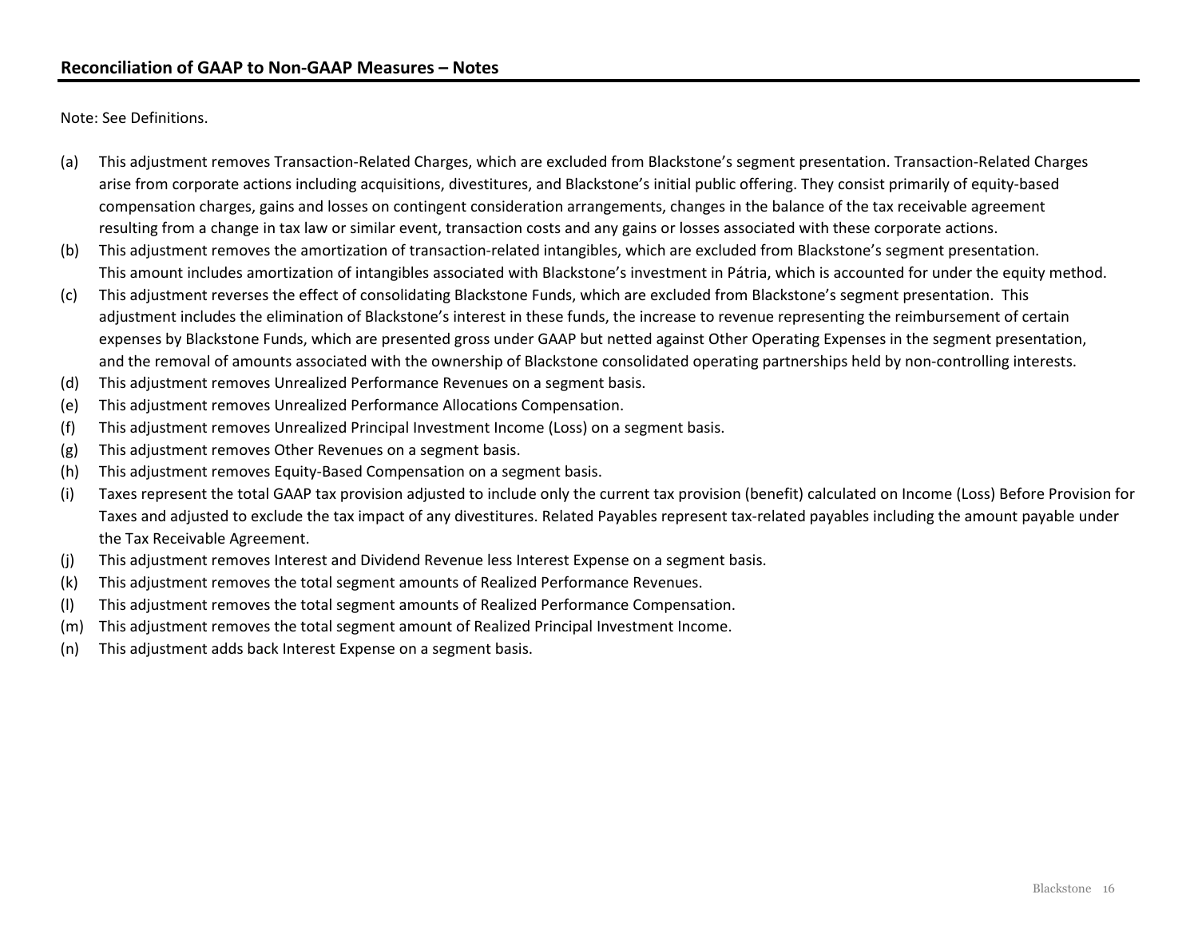## Reconciliation of GAAP to Non-GAAP Measures – Notes

Note: See Definitions.

- (a) This adjustment removes Transaction-Related Charges, which are excluded from Blackstone's segment presentation. Transaction-Related Charges arise from corporate actions including acquisitions, divestitures, and Blackstone's initial public offering. They consist primarily of equity-based compensation charges, gains and losses on contingent consideration arrangements, changes in the balance of the tax receivable agreement resulting from a change in tax law or similar event, transaction costs and any gains or losses associated with these corporate actions.
- (b) This adjustment removes the amortization of transaction-related intangibles, which are excluded from Blackstone's segment presentation. This amount includes amortization of intangibles associated with Blackstone's investment in Pátria, which is accounted for under the equity method.
- (c) This adjustment reverses the effect of consolidating Blackstone Funds, which are excluded from Blackstone's segment presentation. This adjustment includes the elimination of Blackstone's interest in these funds, the increase to revenue representing the reimbursement of certain expenses by Blackstone Funds, which are presented gross under GAAP but netted against Other Operating Expenses in the segment presentation, and the removal of amounts associated with the ownership of Blackstone consolidated operating partnerships held by non-controlling interests.
- (d) This adjustment removes Unrealized Performance Revenues on a segment basis.
- (e) This adjustment removes Unrealized Performance Allocations Compensation.
- (f) This adjustment removes Unrealized Principal Investment Income (Loss) on a segment basis.
- (g) This adjustment removes Other Revenues on a segment basis.
- (h) This adjustment removes Equity-Based Compensation on a segment basis.
- (i) Taxes represent the total GAAP tax provision adjusted to include only the current tax provision (benefit) calculated on Income (Loss) Before Provision for Taxes and adjusted to exclude the tax impact of any divestitures. Related Payables represent tax-related payables including the amount payable under the Tax Receivable Agreement.
- (j) This adjustment removes Interest and Dividend Revenue less Interest Expense on a segment basis.
- (k) This adjustment removes the total segment amounts of Realized Performance Revenues.
- (l) This adjustment removes the total segment amounts of Realized Performance Compensation.
- (m) This adjustment removes the total segment amount of Realized Principal Investment Income.
- (n) This adjustment adds back Interest Expense on a segment basis.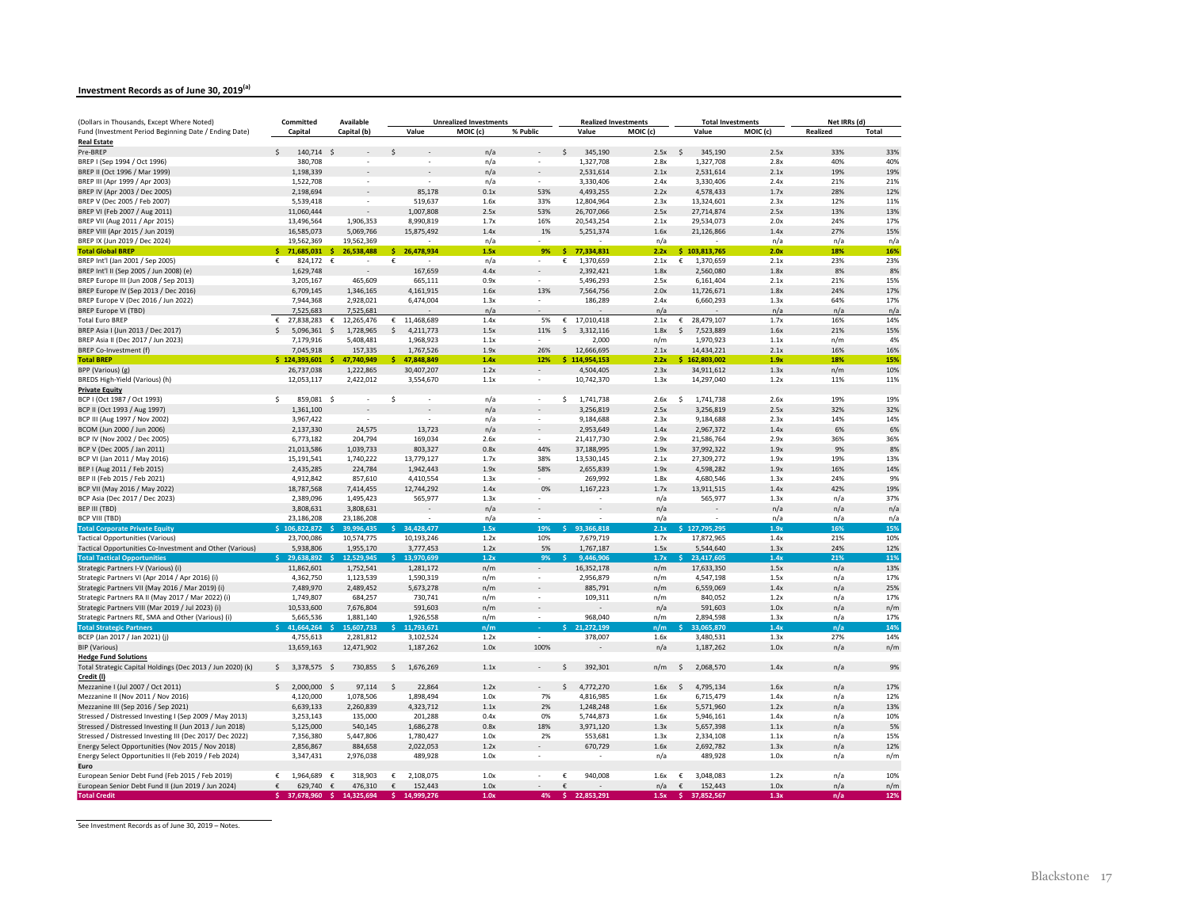## Investment Records as of June 30, 2019[(a)]

| (Dollars in Thousands, Except Where Noted) Fund (Investment Period Beginning Date / Ending Date) | Committed Capital | Available Capital (b) | Unrealized Investments | | | Realized Investments | | Total Investments | | Net IRRs (d) | |
|---|---|---|---|---|---|---|---|---|---|---|---|
| | | | Value | MOIC (c) | % Public | Value | MOIC (c) | Value | MOIC (c) | Realized | Total |
| **Real Estate** | | | | | | | | | | | |
| Pre-BREP | $ 140,714 | $ - | $ - | n/a | - | $ 345,190 | 2.5x | $ 345,190 | 2.5x | 33% | 33% |
| BREP I (Sep 1994 / Oct 1996) | 380,708 | - | - | n/a | - | 1,327,708 | 2.8x | 1,327,708 | 2.8x | 40% | 40% |
| BREP II (Oct 1996 / Mar 1999) | 1,198,339 | - | - | n/a | - | 2,531,614 | 2.1x | 2,531,614 | 2.1x | 19% | 19% |
| BREP III (Apr 1999 / Apr 2003) | 1,522,708 | - | - | n/a | - | 3,330,406 | 2.4x | 3,330,406 | 2.4x | 21% | 21% |
| BREP IV (Apr 2003 / Dec 2005) | 2,198,694 | - | 85,178 | 0.1x | 53% | 4,493,255 | 2.2x | 4,578,433 | 1.7x | 28% | 12% |
| BREP V (Dec 2005 / Feb 2007) | 5,539,418 | - | 519,637 | 1.6x | 33% | 12,804,964 | 2.3x | 13,324,601 | 2.3x | 12% | 11% |
| BREP VI (Feb 2007 / Aug 2011) | 11,060,444 | - | 1,007,808 | 2.5x | 53% | 26,707,066 | 2.5x | 27,714,874 | 2.5x | 13% | 13% |
| BREP VII (Aug 2011 / Apr 2015) | 13,496,564 | 1,906,353 | 8,990,819 | 1.7x | 16% | 20,543,254 | 2.1x | 29,534,073 | 2.0x | 24% | 17% |
| BREP VIII (Apr 2015 / Jun 2019) | 16,585,073 | 5,069,766 | 15,875,492 | 1.4x | 1% | 5,251,374 | 1.6x | 21,126,866 | 1.4x | 27% | 15% |
| BREP IX (Jun 2019 / Dec 2024) | 19,562,369 | 19,562,369 | - | n/a | - | - | n/a | - | n/a | n/a | n/a |
| **Total Global BREP** | **$ 71,685,031** | **$ 26,538,488** | **$ 26,478,934** | **1.5x** | **9%** | **$ 77,334,831** | **2.2x** | **$ 103,813,765** | **2.0x** | **18%** | **16%** |
| BREP Int'l (Jan 2001 / Sep 2005) | € 824,172 | € - | € - | n/a | - | € 1,370,659 | 2.1x | € 1,370,659 | 2.1x | 23% | 23% |
| BREP Int'l II (Sep 2005 / Jun 2008) (e) | 1,629,748 | - | 167,659 | 4.4x | - | 2,392,421 | 1.8x | 2,560,080 | 1.8x | 8% | 8% |
| BREP Europe III (Jun 2008 / Sep 2013) | 3,205,167 | 465,609 | 665,111 | 0.9x | - | 5,496,293 | 2.5x | 6,161,404 | 2.1x | 21% | 15% |
| BREP Europe IV (Sep 2013 / Dec 2016) | 6,709,145 | 1,346,165 | 4,161,915 | 1.6x | 13% | 7,564,756 | 2.0x | 11,726,671 | 1.8x | 24% | 17% |
| BREP Europe V (Dec 2016 / Jun 2022) | 7,944,368 | 2,928,021 | 6,474,004 | 1.3x | - | 186,289 | 2.4x | 6,660,293 | 1.3x | 64% | 17% |
| BREP Europe VI (TBD) | 7,525,683 | 7,525,681 | - | n/a | - | - | n/a | - | n/a | n/a | n/a |
| Total Euro BREP | € 27,838,283 | € 12,265,476 | € 11,468,689 | 1.4x | 5% | € 17,010,418 | 2.1x | € 28,479,107 | 1.7x | 16% | 14% |
| BREP Asia I (Jun 2013 / Dec 2017) | $ 5,096,361 | $ 1,728,965 | $ 4,211,773 | 1.5x | 11% | $ 3,312,116 | 1.8x | $ 7,523,889 | 1.6x | 21% | 15% |
| BREP Asia II (Dec 2017 / Jun 2023) | 7,179,916 | 5,408,481 | 1,968,923 | 1.1x | - | 2,000 | n/m | 1,970,923 | 1.1x | n/m | 4% |
| BREP Co-Investment (f) | 7,045,918 | 157,335 | 1,767,526 | 1.9x | 26% | 12,666,695 | 2.1x | 14,434,221 | 2.1x | 16% | 16% |
| **Total BREP** | **$ 124,393,601** | **$ 47,740,949** | **$ 47,848,849** | **1.4x** | **12%** | **$ 114,954,153** | **2.2x** | **$ 162,803,002** | **1.9x** | **18%** | **15%** |
| BPP (Various) (g) | 26,737,038 | 1,222,865 | 30,407,207 | 1.2x | - | 4,504,405 | 2.3x | 34,911,612 | 1.3x | n/m | 10% |
| BREDS High-Yield (Various) (h) | 12,053,117 | 2,422,012 | 3,554,670 | 1.1x | - | 10,742,370 | 1.3x | 14,297,040 | 1.2x | 11% | 11% |
| **Private Equity** | | | | | | | | | | | |
| BCP I (Oct 1987 / Oct 1993) | $ 859,081 | $ - | $ - | n/a | - | $ 1,741,738 | 2.6x | $ 1,741,738 | 2.6x | 19% | 19% |
| BCP II (Oct 1993 / Aug 1997) | 1,361,100 | - | - | n/a | - | 3,256,819 | 2.5x | 3,256,819 | 2.5x | 32% | 32% |
| BCP III (Aug 1997 / Nov 2002) | 3,967,422 | - | - | n/a | - | 9,184,688 | 2.3x | 9,184,688 | 2.3x | 14% | 14% |
| BCOM (Jun 2000 / Jun 2006) | 2,137,330 | 24,575 | 13,723 | n/a | - | 2,953,649 | 1.4x | 2,967,372 | 1.4x | 6% | 6% |
| BCP IV (Nov 2002 / Dec 2005) | 6,773,182 | 204,794 | 169,034 | 2.6x | - | 21,417,730 | 2.9x | 21,586,764 | 2.9x | 36% | 36% |
| BCP V (Dec 2005 / Jan 2011) | 21,013,586 | 1,039,733 | 803,327 | 0.8x | 44% | 37,188,995 | 1.9x | 37,992,322 | 1.9x | 9% | 8% |
| BCP VI (Jan 2011 / May 2016) | 15,191,541 | 1,740,222 | 13,779,127 | 1.7x | 38% | 13,530,145 | 2.1x | 27,309,272 | 1.9x | 19% | 13% |
| BEP I (Aug 2011 / Feb 2015) | 2,435,285 | 224,784 | 1,942,443 | 1.9x | 58% | 2,655,839 | 1.9x | 4,598,282 | 1.9x | 16% | 14% |
| BEP II (Feb 2015 / Feb 2021) | 4,912,842 | 857,610 | 4,410,554 | 1.3x | - | 269,992 | 1.8x | 4,680,546 | 1.3x | 24% | 9% |
| BCP VII (May 2016 / May 2022) | 18,787,568 | 7,414,455 | 12,744,292 | 1.4x | 0% | 1,167,223 | 1.7x | 13,911,515 | 1.4x | 42% | 19% |
| BCP Asia (Dec 2017 / Dec 2023) | 2,389,096 | 1,495,423 | 565,977 | 1.3x | - | - | n/a | 565,977 | 1.3x | n/a | 37% |
| BEP III (TBD) | 3,808,631 | 3,808,631 | - | n/a | - | - | n/a | - | n/a | n/a | n/a |
| BCP VIII (TBD) | 23,186,208 | 23,186,208 | - | n/a | - | - | n/a | - | n/a | n/a | n/a |
| **Total Corporate Private Equity** | **$ 106,822,872** | **$ 39,996,435** | **$ 34,428,477** | **1.5x** | **19%** | **$ 93,366,818** | **2.1x** | **$ 127,795,295** | **1.9x** | **16%** | **15%** |
| Tactical Opportunities (Various) | 23,700,086 | 10,574,775 | 10,193,246 | 1.2x | 10% | 7,679,719 | 1.7x | 17,872,965 | 1.4x | 21% | 10% |
| Tactical Opportunities Co-Investment and Other (Various) | 5,938,806 | 1,955,170 | 3,777,453 | 1.2x | 5% | 1,767,187 | 1.5x | 5,544,640 | 1.3x | 24% | 12% |
| **Total Tactical Opportunities** | **$ 29,638,892** | **$ 12,529,945** | **$ 13,970,699** | **1.2x** | **9%** | **$ 9,446,906** | **1.7x** | **$ 23,417,605** | **1.4x** | **21%** | **11%** |
| Strategic Partners I-V (Various) (i) | 11,862,601 | 1,752,541 | 1,281,172 | n/m | - | 16,352,178 | n/m | 17,633,350 | 1.5x | n/a | 13% |
| Strategic Partners VI (Apr 2014 / Apr 2016) (i) | 4,362,750 | 1,123,539 | 1,590,319 | n/m | - | 2,956,879 | n/m | 4,547,198 | 1.5x | n/a | 17% |
| Strategic Partners VII (May 2016 / Mar 2019) (i) | 7,489,970 | 2,489,452 | 5,673,278 | n/m | - | 885,791 | n/m | 6,559,069 | 1.4x | n/a | 25% |
| Strategic Partners RA II (May 2017 / Mar 2022) (i) | 1,749,807 | 684,257 | 730,741 | n/m | - | 109,311 | n/m | 840,052 | 1.2x | n/a | 17% |
| Strategic Partners VIII (Mar 2019 / Jul 2023) (i) | 10,533,600 | 7,676,804 | 591,603 | n/m | - | - | n/a | 591,603 | 1.0x | n/a | n/m |
| Strategic Partners RE, SMA and Other (Various) (i) | 5,665,536 | 1,881,140 | 1,926,558 | n/m | - | 968,040 | n/m | 2,894,598 | 1.3x | n/a | 17% |
| **Total Strategic Partners** | **$ 41,664,264** | **$ 15,607,733** | **$ 11,793,671** | **n/m** | **-** | **$ 21,272,199** | **n/m** | **$ 33,065,870** | **1.4x** | **n/a** | **14%** |
| BCEP (Jan 2017 / Jan 2021) (j) | 4,755,613 | 2,281,812 | 3,102,524 | 1.2x | - | 378,007 | 1.6x | 3,480,531 | 1.3x | 27% | 14% |
| BIP (Various) | 13,659,163 | 12,471,902 | 1,187,262 | 1.0x | 100% | - | n/a | 1,187,262 | 1.0x | n/a | n/m |
| **Hedge Fund Solutions** | | | | | | | | | | | |
| Total Strategic Capital Holdings (Dec 2013 / Jun 2020) (k) | $ 3,378,575 | $ 730,855 | $ 1,676,269 | 1.1x | - | $ 392,301 | n/m | $ 2,068,570 | 1.4x | n/a | 9% |
| **Credit (l)** | | | | | | | | | | | |
| Mezzanine I (Jul 2007 / Oct 2011) | $ 2,000,000 | $ 97,114 | $ 22,864 | 1.2x | - | $ 4,772,270 | 1.6x | $ 4,795,134 | 1.6x | n/a | 17% |
| Mezzanine II (Nov 2011 / Nov 2016) | 4,120,000 | 1,078,506 | 1,898,494 | 1.0x | 7% | 4,816,985 | 1.6x | 6,715,479 | 1.4x | n/a | 12% |
| Mezzanine III (Sep 2016 / Sep 2021) | 6,639,133 | 2,260,839 | 4,323,712 | 1.1x | 2% | 1,248,248 | 1.6x | 5,571,960 | 1.2x | n/a | 13% |
| Stressed / Distressed Investing I (Sep 2009 / May 2013) | 3,253,143 | 135,000 | 201,288 | 0.4x | 0% | 5,744,873 | 1.6x | 5,946,161 | 1.4x | n/a | 10% |
| Stressed / Distressed Investing II (Jun 2013 / Jun 2018) | 5,125,000 | 540,145 | 1,686,278 | 0.8x | 18% | 3,971,120 | 1.3x | 5,657,398 | 1.1x | n/a | 5% |
| Stressed / Distressed Investing III (Dec 2017/ Dec 2022) | 7,356,380 | 5,447,806 | 1,780,427 | 1.0x | 2% | 553,681 | 1.3x | 2,334,108 | 1.1x | n/a | 15% |
| Energy Select Opportunities (Nov 2015 / Nov 2018) | 2,856,867 | 884,658 | 2,022,053 | 1.2x | - | 670,729 | 1.6x | 2,692,782 | 1.3x | n/a | 12% |
| Energy Select Opportunities II (Feb 2019 / Feb 2024) | 3,347,431 | 2,976,038 | 489,928 | 1.0x | - | - | n/a | 489,928 | 1.0x | n/a | n/m |
| **Euro** | | | | | | | | | | | |
| European Senior Debt Fund (Feb 2015 / Feb 2019) | € 1,964,689 | € 318,903 | € 2,108,075 | 1.0x | - | € 940,008 | 1.6x | € 3,048,083 | 1.2x | n/a | 10% |
| European Senior Debt Fund II (Jun 2019 / Jun 2024) | € 629,740 | € 476,310 | € 152,443 | 1.0x | - | € - | n/a | € 152,443 | 1.0x | n/a | n/m |
| **Total Credit** | **$ 37,678,960** | **$ 14,325,694** | **$ 14,999,276** | **1.0x** | **4%** | **$ 22,853,291** | **1.5x** | **$ 37,852,567** | **1.3x** | **n/a** | **12%** |

See Investment Records as of June 30, 2019 – Notes.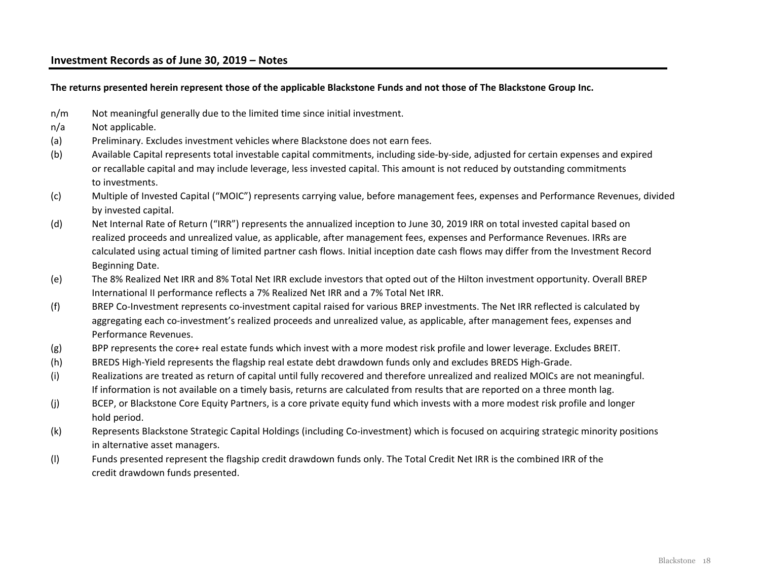## Investment Records as of June 30, 2019 – Notes

**The returns presented herein represent those of the applicable Blackstone Funds and not those of The Blackstone Group Inc.**

- n/m Not meaningful generally due to the limited time since initial investment.
- n/a Not applicable.
- (a) Preliminary. Excludes investment vehicles where Blackstone does not earn fees.
- (b) Available Capital represents total investable capital commitments, including side-by-side, adjusted for certain expenses and expired or recallable capital and may include leverage, less invested capital. This amount is not reduced by outstanding commitments to investments.
- (c) Multiple of Invested Capital (“MOIC”) represents carrying value, before management fees, expenses and Performance Revenues, divided by invested capital.
- (d) Net Internal Rate of Return (“IRR”) represents the annualized inception to June 30, 2019 IRR on total invested capital based on realized proceeds and unrealized value, as applicable, after management fees, expenses and Performance Revenues. IRRs are calculated using actual timing of limited partner cash flows. Initial inception date cash flows may differ from the Investment Record Beginning Date.
- (e) The 8% Realized Net IRR and 8% Total Net IRR exclude investors that opted out of the Hilton investment opportunity. Overall BREP International II performance reflects a 7% Realized Net IRR and a 7% Total Net IRR.
- (f) BREP Co-Investment represents co-investment capital raised for various BREP investments. The Net IRR reflected is calculated by aggregating each co-investment’s realized proceeds and unrealized value, as applicable, after management fees, expenses and Performance Revenues.
- (g) BPP represents the core+ real estate funds which invest with a more modest risk profile and lower leverage. Excludes BREIT.
- (h) BREDS High-Yield represents the flagship real estate debt drawdown funds only and excludes BREDS High-Grade.
- (i) Realizations are treated as return of capital until fully recovered and therefore unrealized and realized MOICs are not meaningful. If information is not available on a timely basis, returns are calculated from results that are reported on a three month lag.
- (j) BCEP, or Blackstone Core Equity Partners, is a core private equity fund which invests with a more modest risk profile and longer hold period.
- (k) Represents Blackstone Strategic Capital Holdings (including Co-investment) which is focused on acquiring strategic minority positions in alternative asset managers.
- (l) Funds presented represent the flagship credit drawdown funds only. The Total Credit Net IRR is the combined IRR of the credit drawdown funds presented.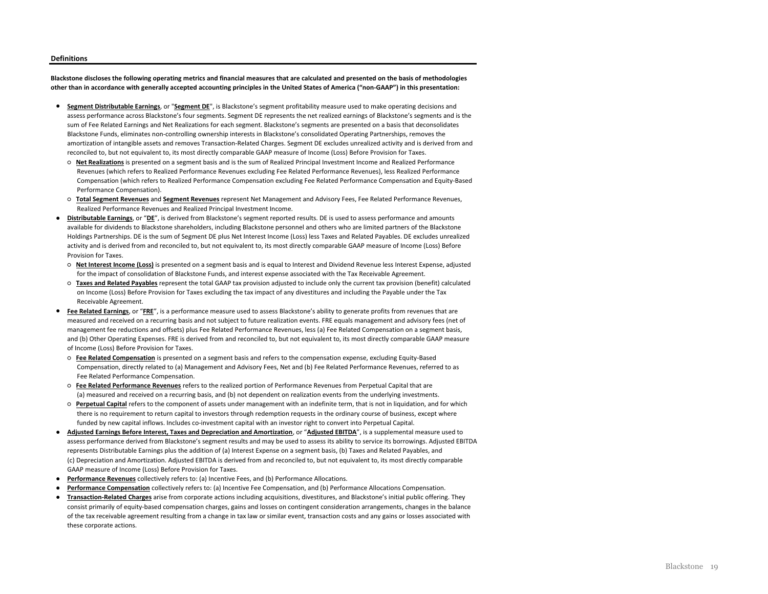## Definitions

**Blackstone discloses the following operating metrics and financial measures that are calculated and presented on the basis of methodologies other than in accordance with generally accepted accounting principles in the United States of America ("non-GAAP") in this presentation:**

- **Segment Distributable Earnings**, or "**Segment DE**", is Blackstone's segment profitability measure used to make operating decisions and assess performance across Blackstone's four segments. Segment DE represents the net realized earnings of Blackstone's segments and is the sum of Fee Related Earnings and Net Realizations for each segment. Blackstone's segments are presented on a basis that deconsolidates Blackstone Funds, eliminates non-controlling ownership interests in Blackstone's consolidated Operating Partnerships, removes the amortization of intangible assets and removes Transaction-Related Charges. Segment DE excludes unrealized activity and is derived from and reconciled to, but not equivalent to, its most directly comparable GAAP measure of Income (Loss) Before Provision for Taxes.
  - **Net Realizations** is presented on a segment basis and is the sum of Realized Principal Investment Income and Realized Performance Revenues (which refers to Realized Performance Revenues excluding Fee Related Performance Revenues), less Realized Performance Compensation (which refers to Realized Performance Compensation excluding Fee Related Performance Compensation and Equity-Based Performance Compensation).
  - **Total Segment Revenues** and **Segment Revenues** represent Net Management and Advisory Fees, Fee Related Performance Revenues, Realized Performance Revenues and Realized Principal Investment Income.
- **Distributable Earnings**, or "**DE**", is derived from Blackstone's segment reported results. DE is used to assess performance and amounts available for dividends to Blackstone shareholders, including Blackstone personnel and others who are limited partners of the Blackstone Holdings Partnerships. DE is the sum of Segment DE plus Net Interest Income (Loss) less Taxes and Related Payables. DE excludes unrealized activity and is derived from and reconciled to, but not equivalent to, its most directly comparable GAAP measure of Income (Loss) Before Provision for Taxes.
  - **Net Interest Income (Loss)** is presented on a segment basis and is equal to Interest and Dividend Revenue less Interest Expense, adjusted for the impact of consolidation of Blackstone Funds, and interest expense associated with the Tax Receivable Agreement.
  - **Taxes and Related Payables** represent the total GAAP tax provision adjusted to include only the current tax provision (benefit) calculated on Income (Loss) Before Provision for Taxes excluding the tax impact of any divestitures and including the Payable under the Tax Receivable Agreement.
- **Fee Related Earnings**, or "**FRE**", is a performance measure used to assess Blackstone's ability to generate profits from revenues that are measured and received on a recurring basis and not subject to future realization events. FRE equals management and advisory fees (net of management fee reductions and offsets) plus Fee Related Performance Revenues, less (a) Fee Related Compensation on a segment basis, and (b) Other Operating Expenses. FRE is derived from and reconciled to, but not equivalent to, its most directly comparable GAAP measure of Income (Loss) Before Provision for Taxes.
  - **Fee Related Compensation** is presented on a segment basis and refers to the compensation expense, excluding Equity-Based Compensation, directly related to (a) Management and Advisory Fees, Net and (b) Fee Related Performance Revenues, referred to as Fee Related Performance Compensation.
  - **Fee Related Performance Revenues** refers to the realized portion of Performance Revenues from Perpetual Capital that are (a) measured and received on a recurring basis, and (b) not dependent on realization events from the underlying investments.
  - **Perpetual Capital** refers to the component of assets under management with an indefinite term, that is not in liquidation, and for which there is no requirement to return capital to investors through redemption requests in the ordinary course of business, except where funded by new capital inflows. Includes co-investment capital with an investor right to convert into Perpetual Capital.
- **Adjusted Earnings Before Interest, Taxes and Depreciation and Amortization**, or "**Adjusted EBITDA**", is a supplemental measure used to assess performance derived from Blackstone's segment results and may be used to assess its ability to service its borrowings. Adjusted EBITDA represents Distributable Earnings plus the addition of (a) Interest Expense on a segment basis, (b) Taxes and Related Payables, and (c) Depreciation and Amortization. Adjusted EBITDA is derived from and reconciled to, but not equivalent to, its most directly comparable GAAP measure of Income (Loss) Before Provision for Taxes.
- **Performance Revenues** collectively refers to: (a) Incentive Fees, and (b) Performance Allocations.
- **Performance Compensation** collectively refers to: (a) Incentive Fee Compensation, and (b) Performance Allocations Compensation.
- **Transaction-Related Charges** arise from corporate actions including acquisitions, divestitures, and Blackstone's initial public offering. They consist primarily of equity-based compensation charges, gains and losses on contingent consideration arrangements, changes in the balance of the tax receivable agreement resulting from a change in tax law or similar event, transaction costs and any gains or losses associated with these corporate actions.